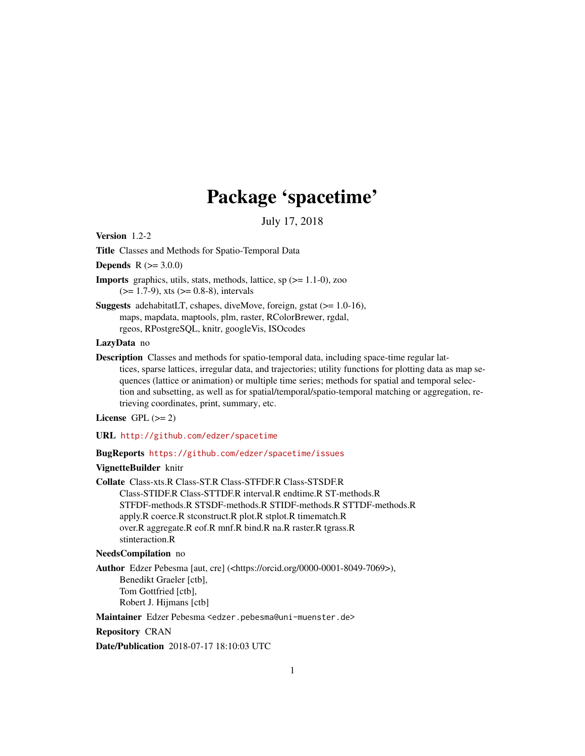# Package 'spacetime'

July 17, 2018

**Version** 1.2-2

**Title** Classes and Methods for Spatio-Temporal Data

**Depends** R (>= 3.0.0)

**Imports** graphics, utils, stats, methods, lattice, sp (>= 1.1-0), zoo (>= 1.7-9), xts (>= 0.8-8), intervals

**Suggests** adehabitatLT, cshapes, diveMove, foreign, gstat (>= 1.0-16), maps, mapdata, maptools, plm, raster, RColorBrewer, rgdal, rgeos, RPostgreSQL, knitr, googleVis, ISOcodes

**LazyData** no

**Description** Classes and methods for spatio-temporal data, including space-time regular lattices, sparse lattices, irregular data, and trajectories; utility functions for plotting data as map sequences (lattice or animation) or multiple time series; methods for spatial and temporal selection and subsetting, as well as for spatial/temporal/spatio-temporal matching or aggregation, retrieving coordinates, print, summary, etc.

**License** GPL (>= 2)

**URL** http://github.com/edzer/spacetime

**BugReports** https://github.com/edzer/spacetime/issues

**VignetteBuilder** knitr

**Collate** Class-xts.R Class-ST.R Class-STFDF.R Class-STSDF.R Class-STIDF.R Class-STTDF.R interval.R endtime.R ST-methods.R STFDF-methods.R STSDF-methods.R STIDF-methods.R STTDF-methods.R apply.R coerce.R stconstruct.R plot.R stplot.R timematch.R over.R aggregate.R eof.R mnf.R bind.R na.R raster.R tgrass.R stinteraction.R

**NeedsCompilation** no

**Author** Edzer Pebesma [aut, cre] (<https://orcid.org/0000-0001-8049-7069>), Benedikt Graeler [ctb], Tom Gottfried [ctb], Robert J. Hijmans [ctb]

**Maintainer** Edzer Pebesma <edzer.pebesma@uni-muenster.de>

**Repository** CRAN

**Date/Publication** 2018-07-17 18:10:03 UTC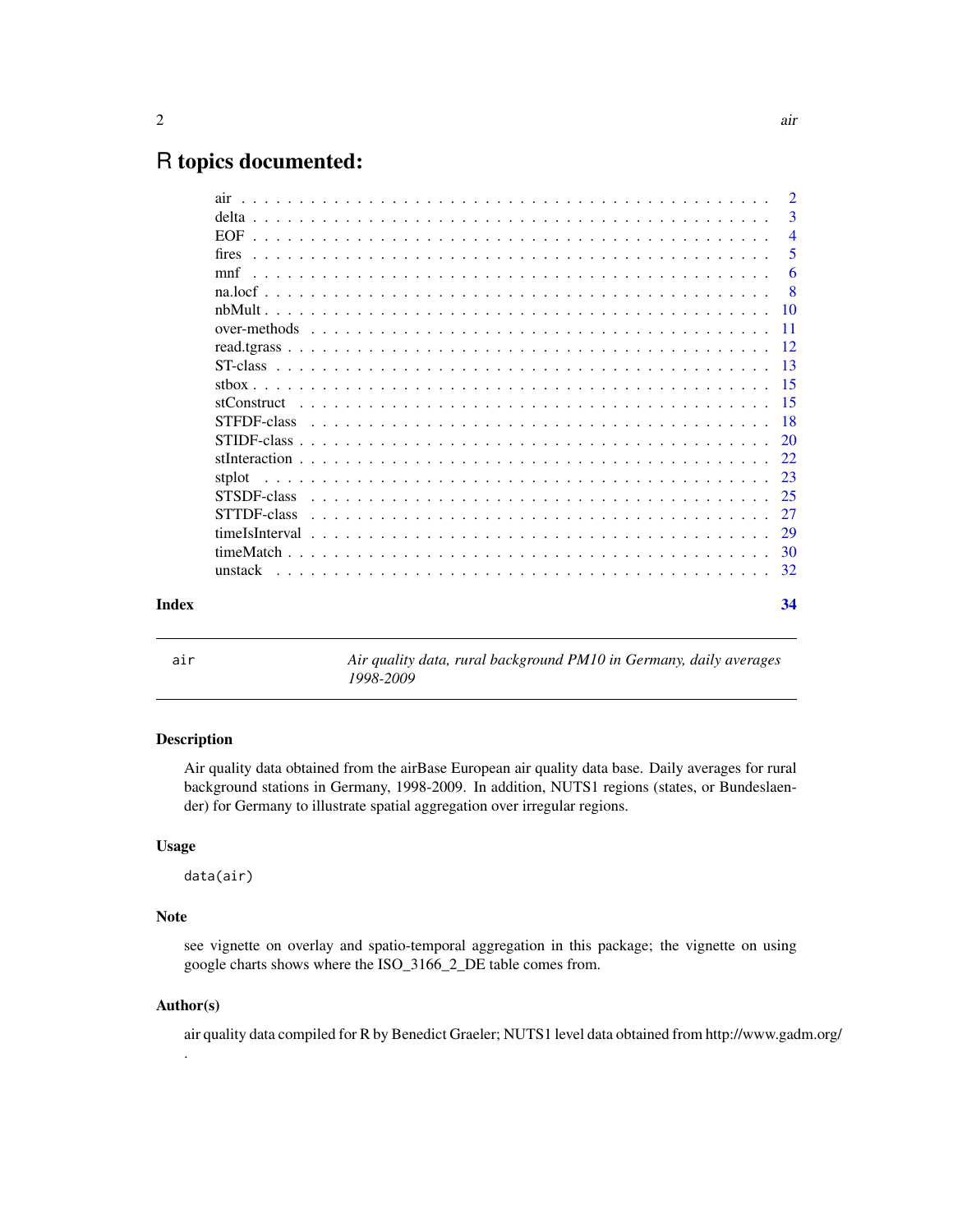# R topics documented:

| | |
|---|---|
| air | 2 |
| delta | 3 |
| EOF | 4 |
| fires | 5 |
| mnf | 6 |
| na.locf | 8 |
| nbMult | 10 |
| over-methods | 11 |
| read.tgrass | 12 |
| ST-class | 13 |
| stbox | 15 |
| stConstruct | 15 |
| STFDF-class | 18 |
| STIDF-class | 20 |
| stInteraction | 22 |
| stplot | 23 |
| STSDF-class | 25 |
| STTDF-class | 27 |
| timeIsInterval | 29 |
| timeMatch | 30 |
| unstack | 32 |
| **Index** | **34** |

---

`air` — *Air quality data, rural background PM10 in Germany, daily averages 1998-2009*

---

### Description

Air quality data obtained from the airBase European air quality data base. Daily averages for rural background stations in Germany, 1998-2009. In addition, NUTS1 regions (states, or Bundeslaender) for Germany to illustrate spatial aggregation over irregular regions.

### Usage

```
data(air)
```

### Note

see vignette on overlay and spatio-temporal aggregation in this package; the vignette on using google charts shows where the ISO_3166_2_DE table comes from.

### Author(s)

air quality data compiled for R by Benedict Graeler; NUTS1 level data obtained from http://www.gadm.org/ .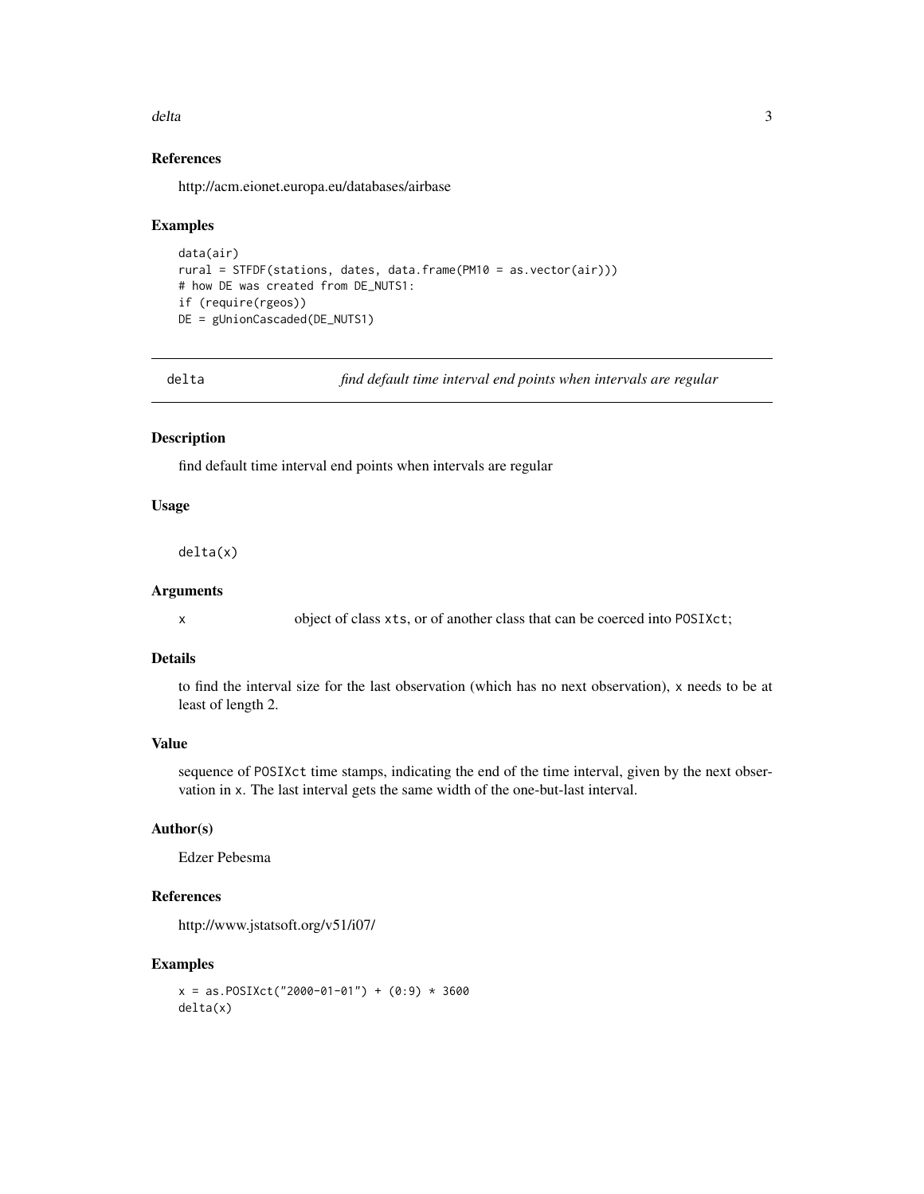### References

http://acm.eionet.europa.eu/databases/airbase

### Examples

```
data(air)
rural = STFDF(stations, dates, data.frame(PM10 = as.vector(air)))
# how DE was created from DE_NUTS1:
if (require(rgeos))
DE = gUnionCascaded(DE_NUTS1)
```

---

## delta — *find default time interval end points when intervals are regular*

---

### Description

find default time interval end points when intervals are regular

### Usage

```
delta(x)
```

### Arguments

| | |
|---|---|
| x | object of class `xts`, or of another class that can be coerced into `POSIXct`; |

### Details

to find the interval size for the last observation (which has no next observation), `x` needs to be at least of length 2.

### Value

sequence of `POSIXct` time stamps, indicating the end of the time interval, given by the next observation in `x`. The last interval gets the same width of the one-but-last interval.

### Author(s)

Edzer Pebesma

### References

http://www.jstatsoft.org/v51/i07/

### Examples

```
x = as.POSIXct("2000-01-01") + (0:9) * 3600
delta(x)
```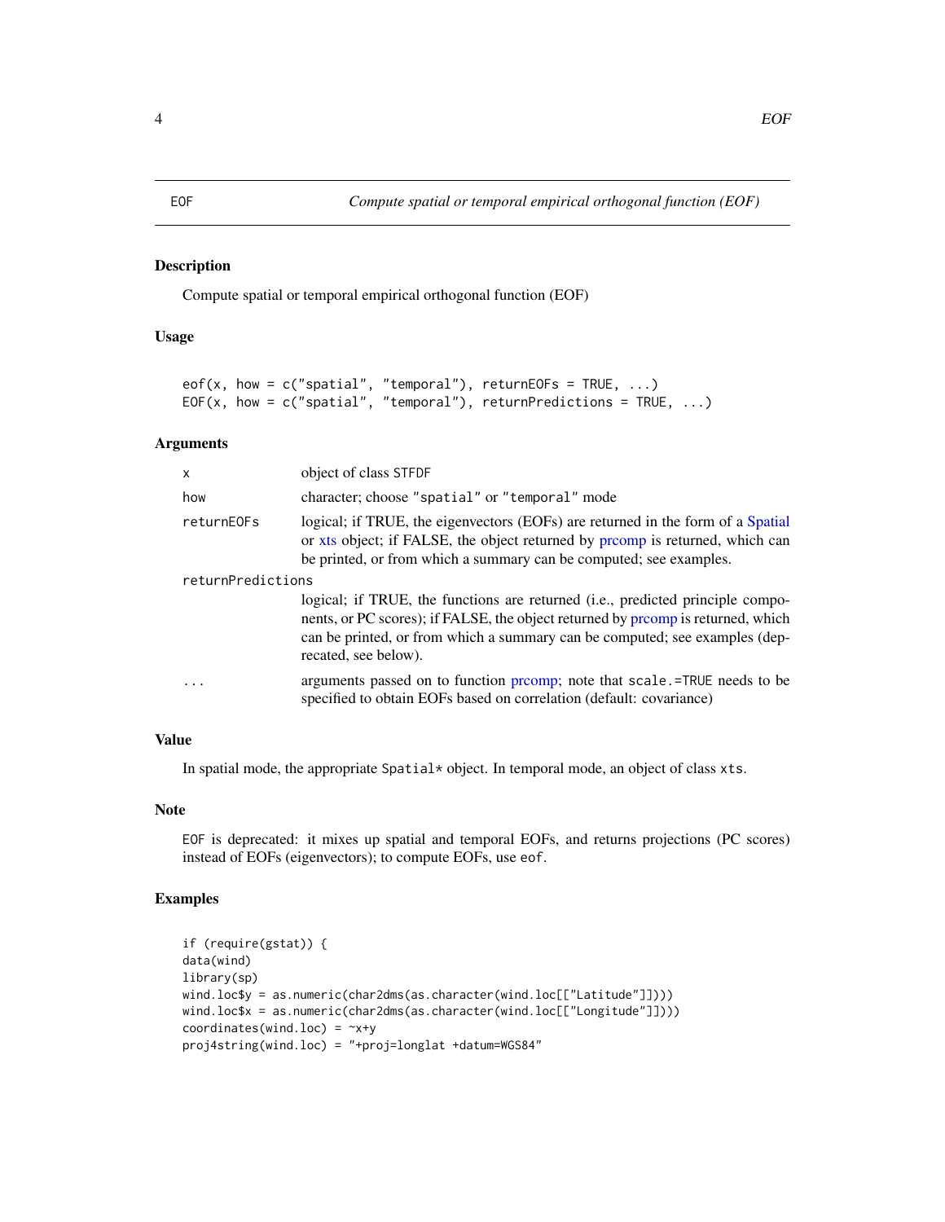EOF — *Compute spatial or temporal empirical orthogonal function (EOF)*

### Description

Compute spatial or temporal empirical orthogonal function (EOF)

### Usage

```
eof(x, how = c("spatial", "temporal"), returnEOFs = TRUE, ...)
EOF(x, how = c("spatial", "temporal"), returnPredictions = TRUE, ...)
```

### Arguments

| | |
|---|---|
| `x` | object of class `STFDF` |
| `how` | character; choose `"spatial"` or `"temporal"` mode |
| `returnEOFs` | logical; if TRUE, the eigenvectors (EOFs) are returned in the form of a Spatial or xts object; if FALSE, the object returned by prcomp is returned, which can be printed, or from which a summary can be computed; see examples. |
| `returnPredictions` | logical; if TRUE, the functions are returned (i.e., predicted principle components, or PC scores); if FALSE, the object returned by prcomp is returned, which can be printed, or from which a summary can be computed; see examples (deprecated, see below). |
| `...` | arguments passed on to function prcomp; note that `scale.=TRUE` needs to be specified to obtain EOFs based on correlation (default: covariance) |

### Value

In spatial mode, the appropriate `Spatial*` object. In temporal mode, an object of class `xts`.

### Note

`EOF` is deprecated: it mixes up spatial and temporal EOFs, and returns projections (PC scores) instead of EOFs (eigenvectors); to compute EOFs, use `eof`.

### Examples

```
if (require(gstat)) {
data(wind)
library(sp)
wind.loc$y = as.numeric(char2dms(as.character(wind.loc[["Latitude"]])))
wind.loc$x = as.numeric(char2dms(as.character(wind.loc[["Longitude"]])))
coordinates(wind.loc) = ~x+y
proj4string(wind.loc) = "+proj=longlat +datum=WGS84"
```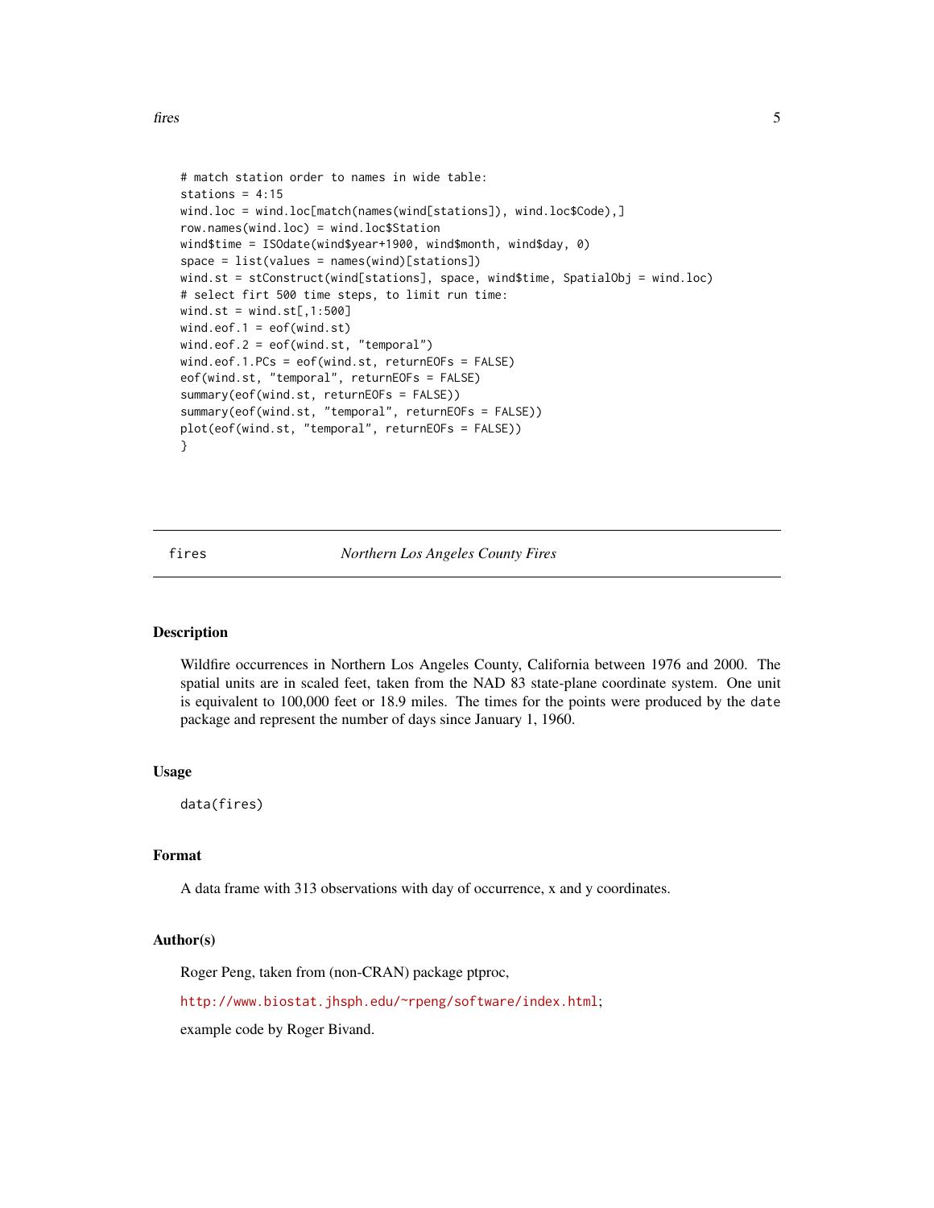```
# match station order to names in wide table:
stations = 4:15
wind.loc = wind.loc[match(names(wind[stations]), wind.loc$Code),]
row.names(wind.loc) = wind.loc$Station
wind$time = ISOdate(wind$year+1900, wind$month, wind$day, 0)
space = list(values = names(wind)[stations])
wind.st = stConstruct(wind[stations], space, wind$time, SpatialObj = wind.loc)
# select firt 500 time steps, to limit run time:
wind.st = wind.st[,1:500]
wind.eof.1 = eof(wind.st)
wind.eof.2 = eof(wind.st, "temporal")
wind.eof.1.PCs = eof(wind.st, returnEOFs = FALSE)
eof(wind.st, "temporal", returnEOFs = FALSE)
summary(eof(wind.st, returnEOFs = FALSE))
summary(eof(wind.st, "temporal", returnEOFs = FALSE))
plot(eof(wind.st, "temporal", returnEOFs = FALSE))
}
```

---

## fires — *Northern Los Angeles County Fires*

### Description

Wildfire occurrences in Northern Los Angeles County, California between 1976 and 2000. The spatial units are in scaled feet, taken from the NAD 83 state-plane coordinate system. One unit is equivalent to 100,000 feet or 18.9 miles. The times for the points were produced by the `date` package and represent the number of days since January 1, 1960.

### Usage

```
data(fires)
```

### Format

A data frame with 313 observations with day of occurrence, x and y coordinates.

### Author(s)

Roger Peng, taken from (non-CRAN) package ptproc,

http://www.biostat.jhsph.edu/~rpeng/software/index.html;

example code by Roger Bivand.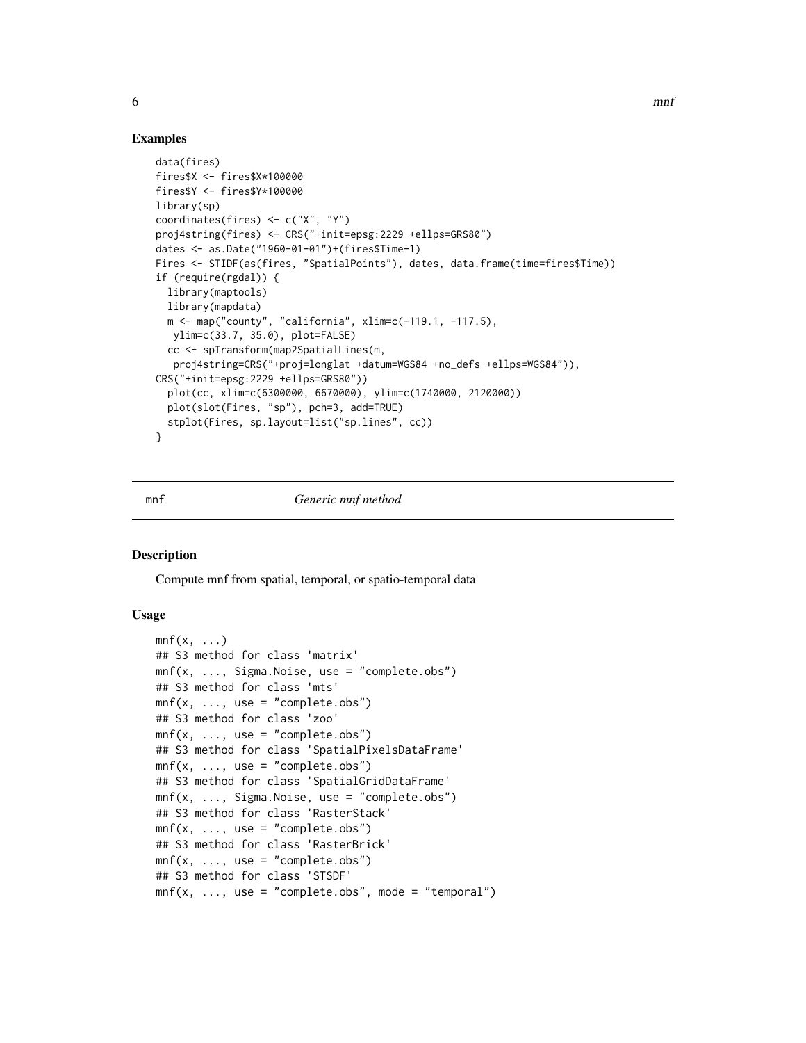## Examples

```
data(fires)
fires$X <- fires$X*100000
fires$Y <- fires$Y*100000
library(sp)
coordinates(fires) <- c("X", "Y")
proj4string(fires) <- CRS("+init=epsg:2229 +ellps=GRS80")
dates <- as.Date("1960-01-01")+(fires$Time-1)
Fires <- STIDF(as(fires, "SpatialPoints"), dates, data.frame(time=fires$Time))
if (require(rgdal)) {
  library(maptools)
  library(mapdata)
  m <- map("county", "california", xlim=c(-119.1, -117.5),
   ylim=c(33.7, 35.0), plot=FALSE)
  cc <- spTransform(map2SpatialLines(m,
   proj4string=CRS("+proj=longlat +datum=WGS84 +no_defs +ellps=WGS84")),
CRS("+init=epsg:2229 +ellps=GRS80"))
  plot(cc, xlim=c(6300000, 6670000), ylim=c(1740000, 2120000))
  plot(slot(Fires, "sp"), pch=3, add=TRUE)
  stplot(Fires, sp.layout=list("sp.lines", cc))
}
```

---

mnf *Generic mnf method*

---

## Description

Compute mnf from spatial, temporal, or spatio-temporal data

## Usage

```
mnf(x, ...)
## S3 method for class 'matrix'
mnf(x, ..., Sigma.Noise, use = "complete.obs")
## S3 method for class 'mts'
mnf(x, ..., use = "complete.obs")
## S3 method for class 'zoo'
mnf(x, ..., use = "complete.obs")
## S3 method for class 'SpatialPixelsDataFrame'
mnf(x, ..., use = "complete.obs")
## S3 method for class 'SpatialGridDataFrame'
mnf(x, ..., Sigma.Noise, use = "complete.obs")
## S3 method for class 'RasterStack'
mnf(x, ..., use = "complete.obs")
## S3 method for class 'RasterBrick'
mnf(x, ..., use = "complete.obs")
## S3 method for class 'STSDF'
mnf(x, ..., use = "complete.obs", mode = "temporal")
```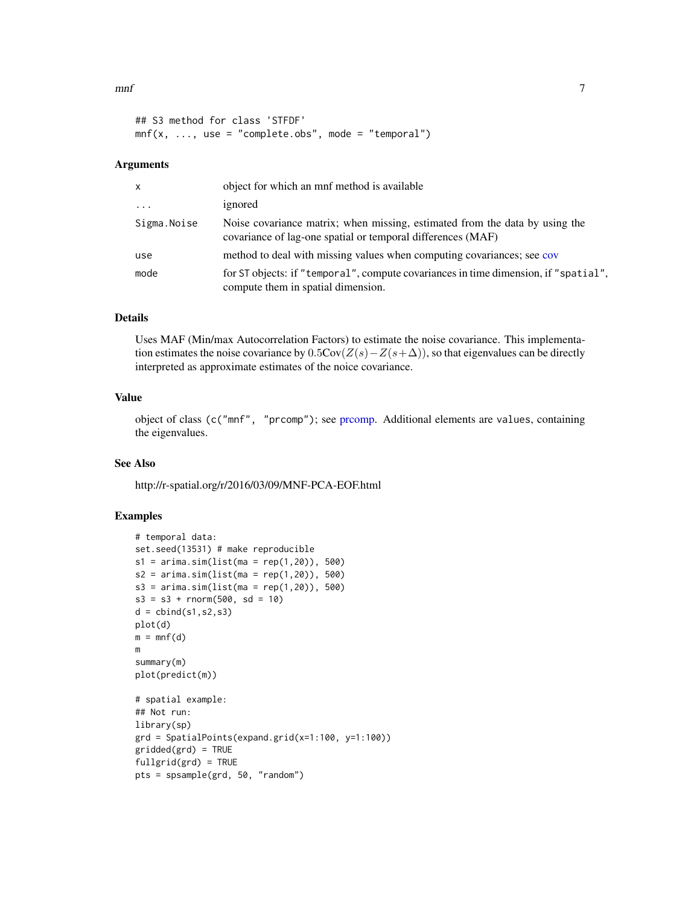```
## S3 method for class 'STFDF'
mnf(x, ..., use = "complete.obs", mode = "temporal")
```

### Arguments

| | |
|---|---|
| x | object for which an mnf method is available |
| ... | ignored |
| Sigma.Noise | Noise covariance matrix; when missing, estimated from the data by using the covariance of lag-one spatial or temporal differences (MAF) |
| use | method to deal with missing values when computing covariances; see cov |
| mode | for ST objects: if "temporal", compute covariances in time dimension, if "spatial", compute them in spatial dimension. |

### Details

Uses MAF (Min/max Autocorrelation Factors) to estimate the noise covariance. This implementation estimates the noise covariance by $0.5\mathrm{Cov}(Z(s) - Z(s+\Delta))$, so that eigenvalues can be directly interpreted as approximate estimates of the noice covariance.

### Value

object of class (c("mnf", "prcomp"); see prcomp. Additional elements are values, containing the eigenvalues.

### See Also

http://r-spatial.org/r/2016/03/09/MNF-PCA-EOF.html

### Examples

```
# temporal data:
set.seed(13531) # make reproducible
s1 = arima.sim(list(ma = rep(1,20)), 500)
s2 = arima.sim(list(ma = rep(1,20)), 500)
s3 = arima.sim(list(ma = rep(1,20)), 500)
s3 = s3 + rnorm(500, sd = 10)
d = cbind(s1,s2,s3)
plot(d)
m = mnf(d)
m
summary(m)
plot(predict(m))

# spatial example:
## Not run:
library(sp)
grd = SpatialPoints(expand.grid(x=1:100, y=1:100))
gridded(grd) = TRUE
fullgrid(grd) = TRUE
pts = spsample(grd, 50, "random")
```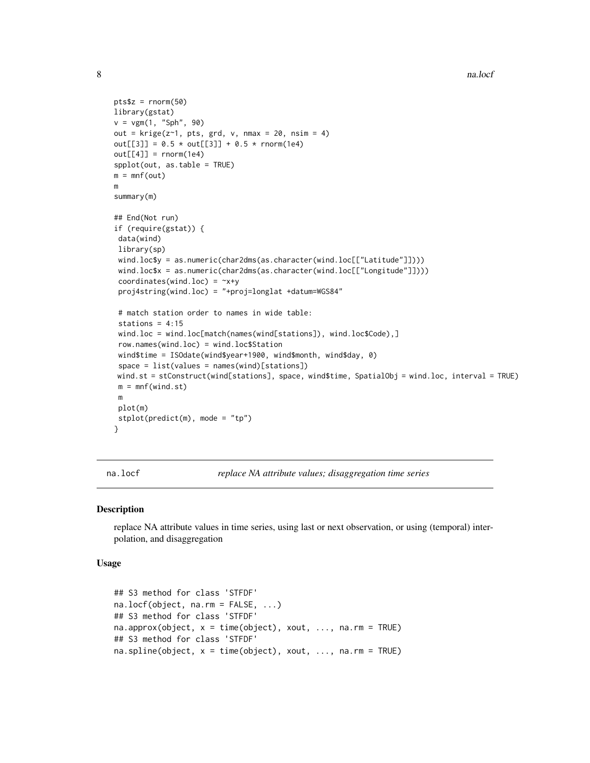```
pts$z = rnorm(50)
library(gstat)
v = vgm(1, "Sph", 90)
out = krige(z~1, pts, grd, v, nmax = 20, nsim = 4)
out[[3]] = 0.5 * out[[3]] + 0.5 * rnorm(1e4)
out[[4]] = rnorm(1e4)
spplot(out, as.table = TRUE)
m = mnf(out)
m
summary(m)

## End(Not run)
if (require(gstat)) {
 data(wind)
 library(sp)
 wind.loc$y = as.numeric(char2dms(as.character(wind.loc[["Latitude"]])))
 wind.loc$x = as.numeric(char2dms(as.character(wind.loc[["Longitude"]])))
 coordinates(wind.loc) = ~x+y
 proj4string(wind.loc) = "+proj=longlat +datum=WGS84"

 # match station order to names in wide table:
 stations = 4:15
 wind.loc = wind.loc[match(names(wind[stations]), wind.loc$Code),]
 row.names(wind.loc) = wind.loc$Station
 wind$time = ISOdate(wind$year+1900, wind$month, wind$day, 0)
 space = list(values = names(wind)[stations])
 wind.st = stConstruct(wind[stations], space, wind$time, SpatialObj = wind.loc, interval = TRUE)
 m = mnf(wind.st)
 m
 plot(m)
 stplot(predict(m), mode = "tp")
}
```

## na.locf — *replace NA attribute values; disaggregation time series*

### Description

replace NA attribute values in time series, using last or next observation, or using (temporal) interpolation, and disaggregation

### Usage

```
## S3 method for class 'STFDF'
na.locf(object, na.rm = FALSE, ...)
## S3 method for class 'STFDF'
na.approx(object, x = time(object), xout, ..., na.rm = TRUE)
## S3 method for class 'STFDF'
na.spline(object, x = time(object), xout, ..., na.rm = TRUE)
```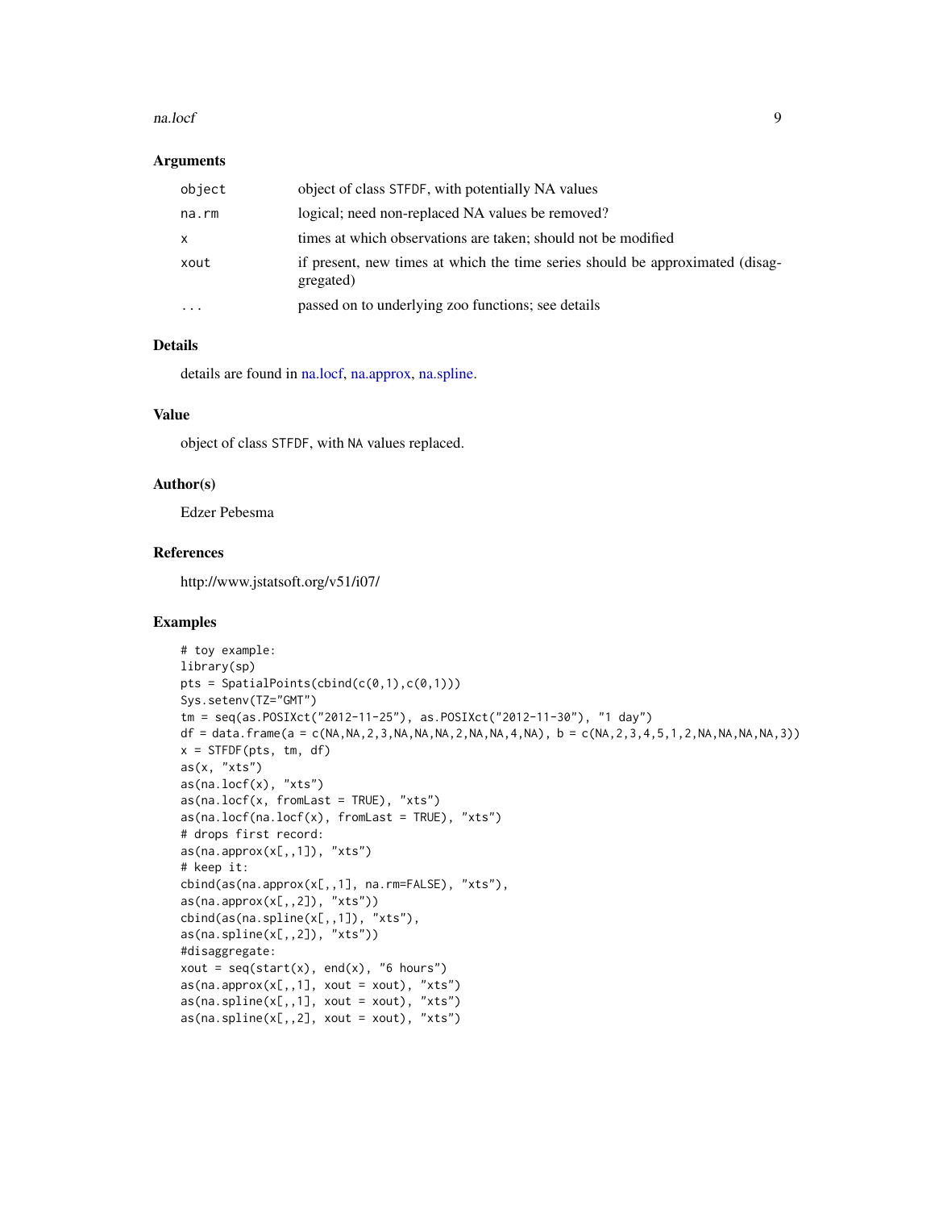## Arguments

| | |
|---|---|
| `object` | object of class `STFDF`, with potentially NA values |
| `na.rm` | logical; need non-replaced NA values be removed? |
| `x` | times at which observations are taken; should not be modified |
| `xout` | if present, new times at which the time series should be approximated (disaggregated) |
| `...` | passed on to underlying zoo functions; see details |

## Details

details are found in na.locf, na.approx, na.spline.

## Value

object of class `STFDF`, with `NA` values replaced.

## Author(s)

Edzer Pebesma

## References

http://www.jstatsoft.org/v51/i07/

## Examples

```
# toy example:
library(sp)
pts = SpatialPoints(cbind(c(0,1),c(0,1)))
Sys.setenv(TZ="GMT")
tm = seq(as.POSIXct("2012-11-25"), as.POSIXct("2012-11-30"), "1 day")
df = data.frame(a = c(NA,NA,2,3,NA,NA,NA,2,NA,NA,4,NA), b = c(NA,2,3,4,5,1,2,NA,NA,NA,NA,3))
x = STFDF(pts, tm, df)
as(x, "xts")
as(na.locf(x), "xts")
as(na.locf(x, fromLast = TRUE), "xts")
as(na.locf(na.locf(x), fromLast = TRUE), "xts")
# drops first record:
as(na.approx(x[,,1]), "xts")
# keep it:
cbind(as(na.approx(x[,,1], na.rm=FALSE), "xts"),
as(na.approx(x[,,2]), "xts"))
cbind(as(na.spline(x[,,1]), "xts"),
as(na.spline(x[,,2]), "xts"))
#disaggregate:
xout = seq(start(x), end(x), "6 hours")
as(na.approx(x[,,1], xout = xout), "xts")
as(na.spline(x[,,1], xout = xout), "xts")
as(na.spline(x[,,2], xout = xout), "xts")
```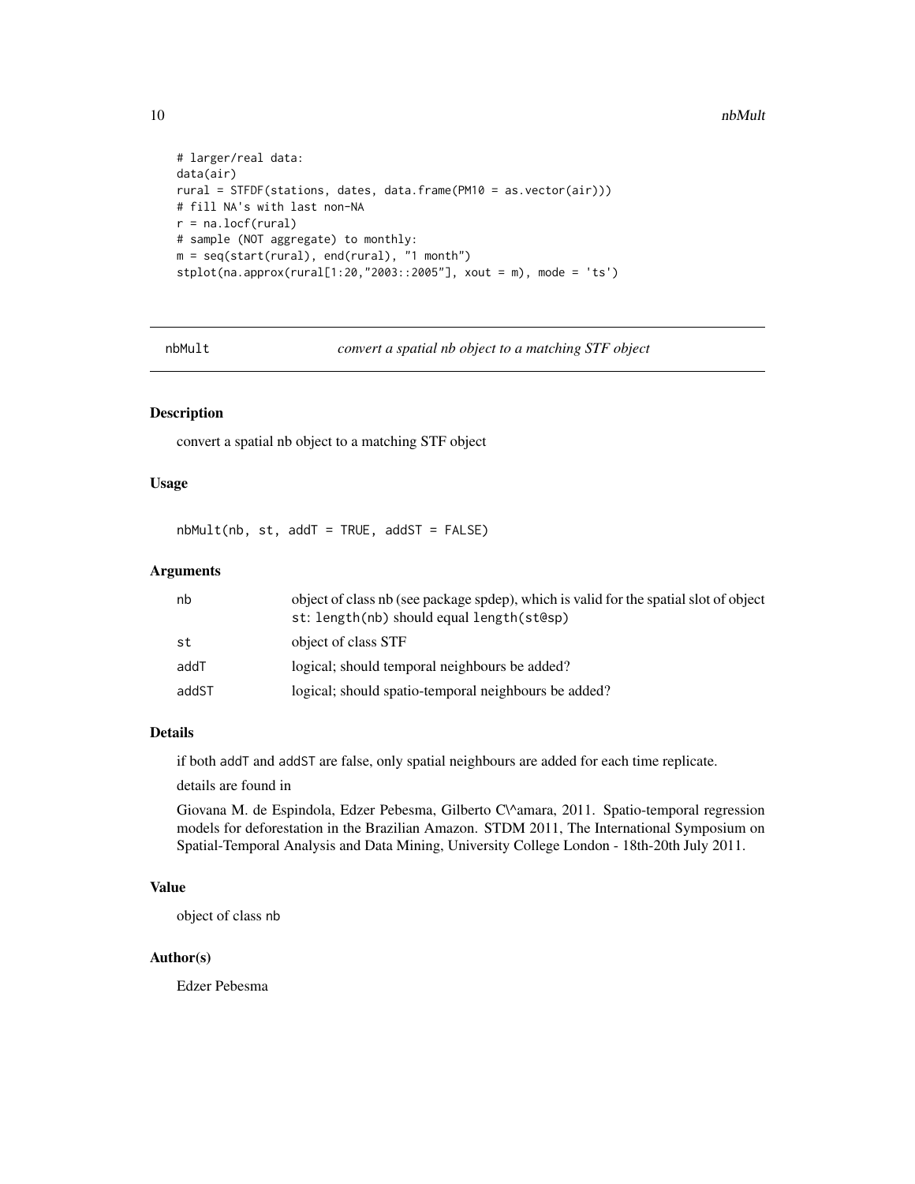```
# larger/real data:
data(air)
rural = STFDF(stations, dates, data.frame(PM10 = as.vector(air)))
# fill NA's with last non-NA
r = na.locf(rural)
# sample (NOT aggregate) to monthly:
m = seq(start(rural), end(rural), "1 month")
stplot(na.approx(rural[1:20,"2003::2005"], xout = m), mode = 'ts')
```

---

## nbMult — *convert a spatial nb object to a matching STF object*

### Description

convert a spatial nb object to a matching STF object

### Usage

```
nbMult(nb, st, addT = TRUE, addST = FALSE)
```

### Arguments

| | |
|---|---|
| nb | object of class nb (see package spdep), which is valid for the spatial slot of object st: `length(nb)` should equal `length(st@sp)` |
| st | object of class STF |
| addT | logical; should temporal neighbours be added? |
| addST | logical; should spatio-temporal neighbours be added? |

### Details

if both `addT` and `addST` are false, only spatial neighbours are added for each time replicate.

details are found in

Giovana M. de Espindola, Edzer Pebesma, Gilberto C\^amara, 2011. Spatio-temporal regression models for deforestation in the Brazilian Amazon. STDM 2011, The International Symposium on Spatial-Temporal Analysis and Data Mining, University College London - 18th-20th July 2011.

### Value

object of class `nb`

### Author(s)

Edzer Pebesma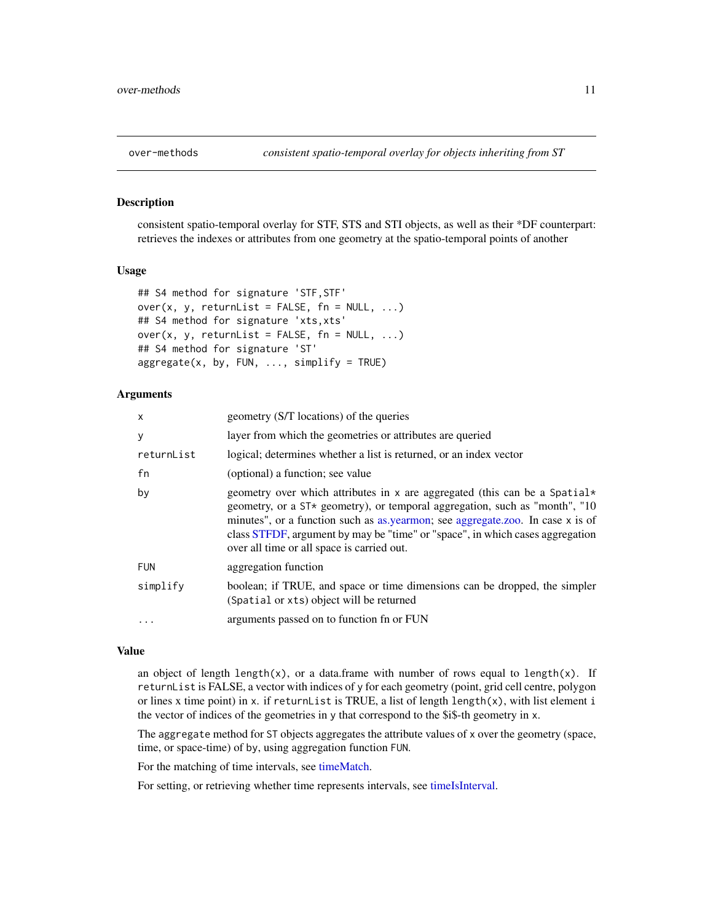over-methods *consistent spatio-temporal overlay for objects inheriting from ST*

## Description

consistent spatio-temporal overlay for STF, STS and STI objects, as well as their *DF counterpart: retrieves the indexes or attributes from one geometry at the spatio-temporal points of another

## Usage

```
## S4 method for signature 'STF,STF'
over(x, y, returnList = FALSE, fn = NULL, ...)
## S4 method for signature 'xts,xts'
over(x, y, returnList = FALSE, fn = NULL, ...)
## S4 method for signature 'ST'
aggregate(x, by, FUN, ..., simplify = TRUE)
```

## Arguments

| | |
|---|---|
| x | geometry (S/T locations) of the queries |
| y | layer from which the geometries or attributes are queried |
| returnList | logical; determines whether a list is returned, or an index vector |
| fn | (optional) a function; see value |
| by | geometry over which attributes in x are aggregated (this can be a Spatial* geometry, or a ST* geometry), or temporal aggregation, such as "month", "10 minutes", or a function such as as.yearmon; see aggregate.zoo. In case x is of class STFDF, argument by may be "time" or "space", in which cases aggregation over all time or all space is carried out. |
| FUN | aggregation function |
| simplify | boolean; if TRUE, and space or time dimensions can be dropped, the simpler (Spatial or xts) object will be returned |
| ... | arguments passed on to function fn or FUN |

## Value

an object of length `length(x)`, or a data.frame with number of rows equal to `length(x)`. If `returnList` is FALSE, a vector with indices of y for each geometry (point, grid cell centre, polygon or lines x time point) in x. if `returnList` is TRUE, a list of length `length(x)`, with list element i the vector of indices of the geometries in y that correspond to the $i$-th geometry in x.

The `aggregate` method for ST objects aggregates the attribute values of x over the geometry (space, time, or space-time) of by, using aggregation function FUN.

For the matching of time intervals, see timeMatch.

For setting, or retrieving whether time represents intervals, see timeIsInterval.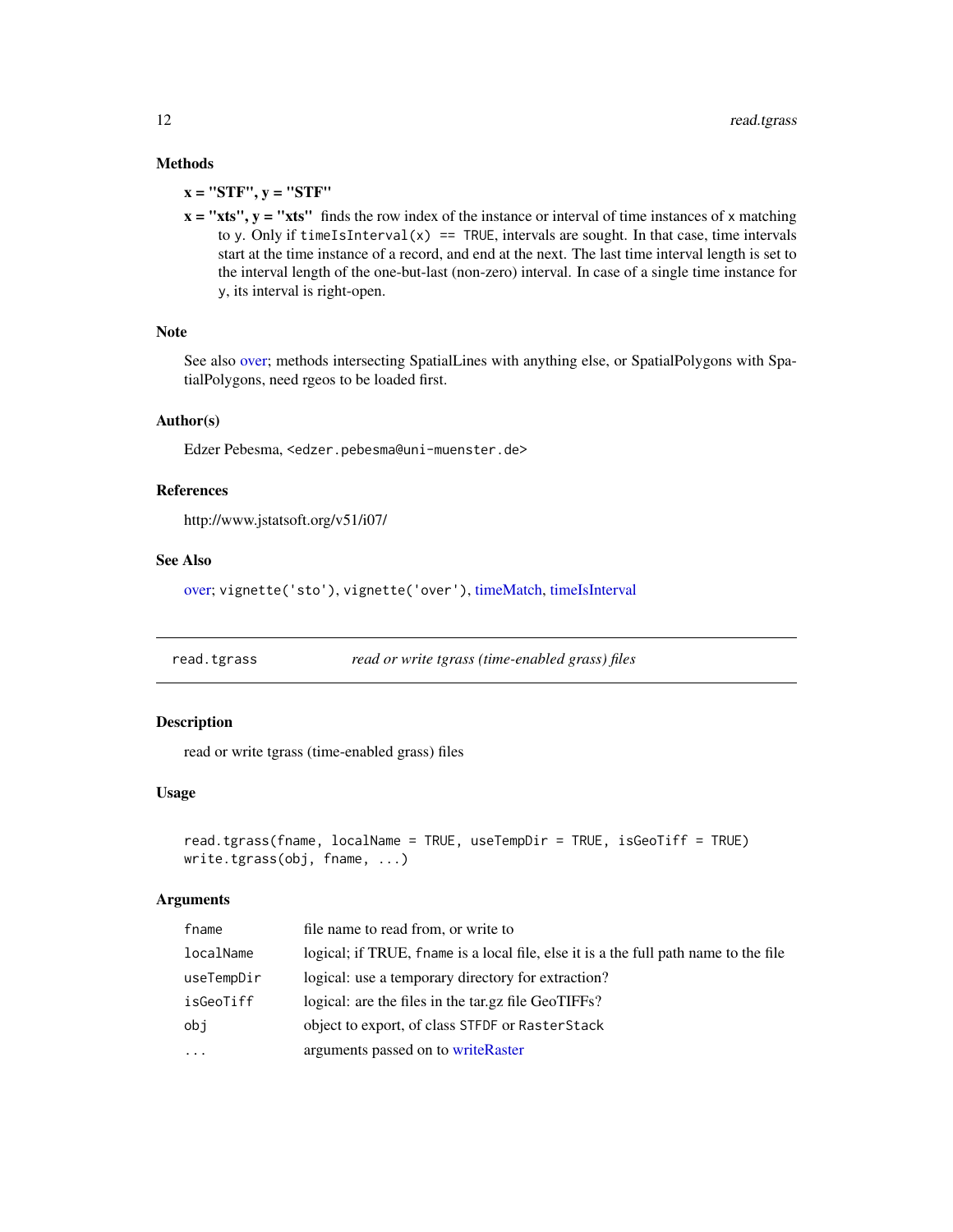## Methods

**x = "STF", y = "STF"**

**x = "xts", y = "xts"** finds the row index of the instance or interval of time instances of x matching to y. Only if `timeIsInterval(x) == TRUE`, intervals are sought. In that case, time intervals start at the time instance of a record, and end at the next. The last time interval length is set to the interval length of the one-but-last (non-zero) interval. In case of a single time instance for y, its interval is right-open.

## Note

See also over; methods intersecting SpatialLines with anything else, or SpatialPolygons with SpatialPolygons, need rgeos to be loaded first.

## Author(s)

Edzer Pebesma, <edzer.pebesma@uni-muenster.de>

## References

http://www.jstatsoft.org/v51/i07/

## See Also

over; `vignette('sto')`, `vignette('over')`, timeMatch, timeIsInterval

---

# read.tgrass — *read or write tgrass (time-enabled grass) files*

## Description

read or write tgrass (time-enabled grass) files

## Usage

```
read.tgrass(fname, localName = TRUE, useTempDir = TRUE, isGeoTiff = TRUE)
write.tgrass(obj, fname, ...)
```

## Arguments

| | |
|---|---|
| `fname` | file name to read from, or write to |
| `localName` | logical; if TRUE, `fname` is a local file, else it is a the full path name to the file |
| `useTempDir` | logical: use a temporary directory for extraction? |
| `isGeoTiff` | logical: are the files in the tar.gz file GeoTIFFs? |
| `obj` | object to export, of class `STFDF` or `RasterStack` |
| `...` | arguments passed on to writeRaster |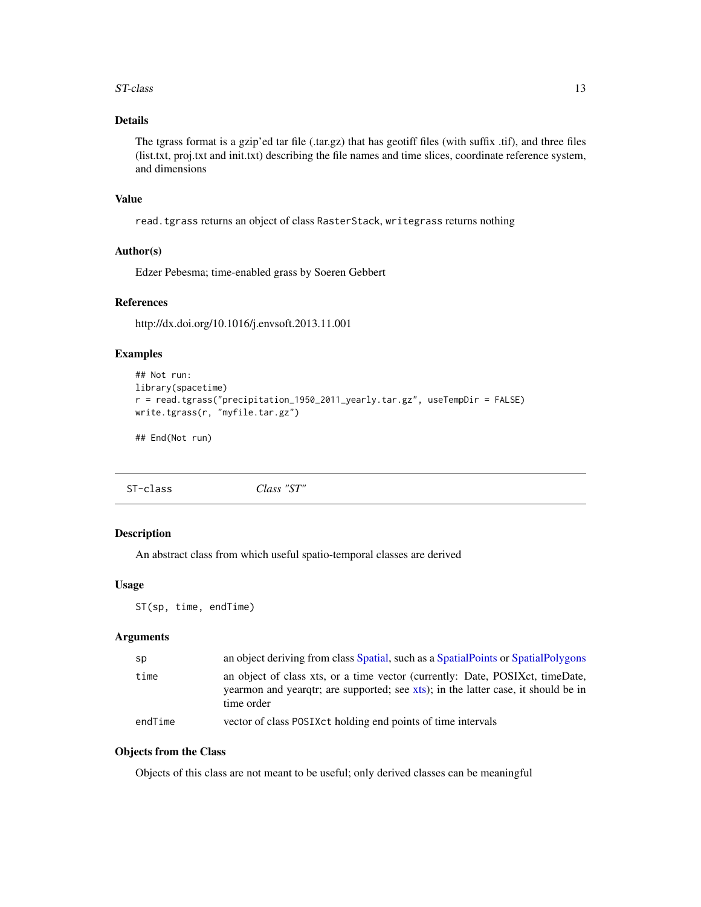### Details

The tgrass format is a gzip'ed tar file (.tar.gz) that has geotiff files (with suffix .tif), and three files (list.txt, proj.txt and init.txt) describing the file names and time slices, coordinate reference system, and dimensions

### Value

`read.tgrass` returns an object of class `RasterStack`, `writegrass` returns nothing

### Author(s)

Edzer Pebesma; time-enabled grass by Soeren Gebbert

### References

http://dx.doi.org/10.1016/j.envsoft.2013.11.001

### Examples

```
## Not run:
library(spacetime)
r = read.tgrass("precipitation_1950_2011_yearly.tar.gz", useTempDir = FALSE)
write.tgrass(r, "myfile.tar.gz")

## End(Not run)
```

---

## ST-class — *Class "ST"*

### Description

An abstract class from which useful spatio-temporal classes are derived

### Usage

```
ST(sp, time, endTime)
```

### Arguments

| | |
|---|---|
| `sp` | an object deriving from class Spatial, such as a SpatialPoints or SpatialPolygons |
| `time` | an object of class xts, or a time vector (currently: Date, POSIXct, timeDate, yearmon and yearqtr; are supported; see xts); in the latter case, it should be in time order |
| `endTime` | vector of class `POSIXct` holding end points of time intervals |

### Objects from the Class

Objects of this class are not meant to be useful; only derived classes can be meaningful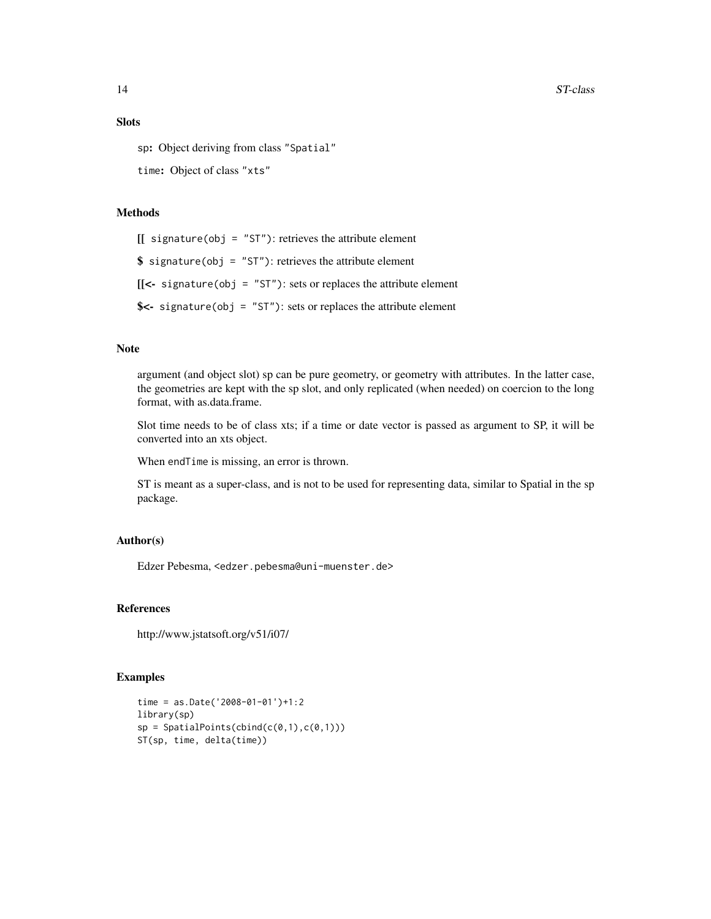### Slots

`sp`: Object deriving from class "`Spatial`"

`time`: Object of class "`xts`"

### Methods

**[[** `signature(obj = "ST")`: retrieves the attribute element

**$** `signature(obj = "ST")`: retrieves the attribute element

**[[<-** `signature(obj = "ST")`: sets or replaces the attribute element

**$<-** `signature(obj = "ST")`: sets or replaces the attribute element

### Note

argument (and object slot) sp can be pure geometry, or geometry with attributes. In the latter case, the geometries are kept with the sp slot, and only replicated (when needed) on coercion to the long format, with as.data.frame.

Slot time needs to be of class xts; if a time or date vector is passed as argument to SP, it will be converted into an xts object.

When `endTime` is missing, an error is thrown.

ST is meant as a super-class, and is not to be used for representing data, similar to Spatial in the sp package.

### Author(s)

Edzer Pebesma, `<edzer.pebesma@uni-muenster.de>`

### References

http://www.jstatsoft.org/v51/i07/

### Examples

```
time = as.Date('2008-01-01')+1:2
library(sp)
sp = SpatialPoints(cbind(c(0,1),c(0,1)))
ST(sp, time, delta(time))
```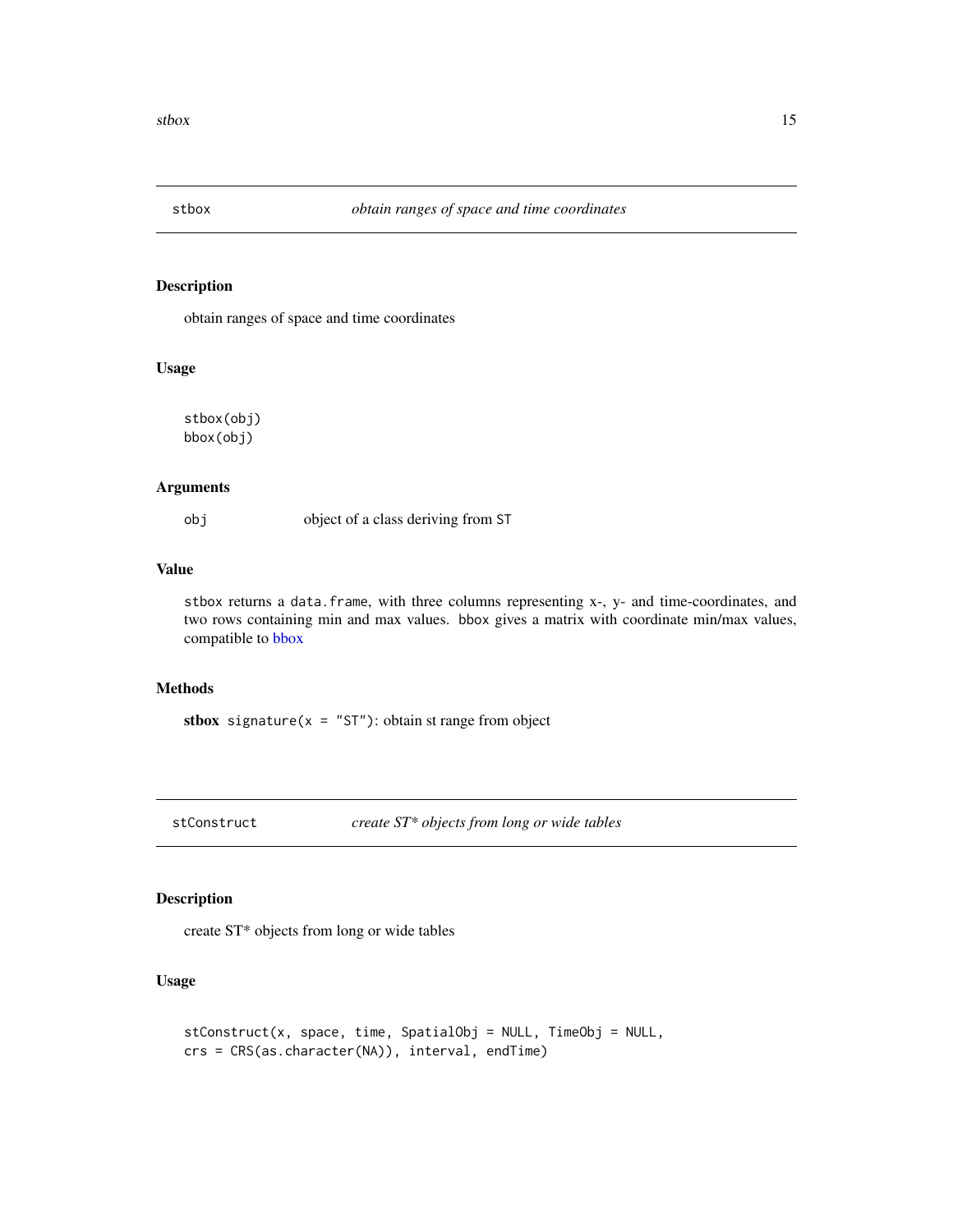## stbox *obtain ranges of space and time coordinates*

### Description

obtain ranges of space and time coordinates

### Usage

```
stbox(obj)
bbox(obj)
```

### Arguments

| | |
|---|---|
| obj | object of a class deriving from ST |

### Value

stbox returns a data.frame, with three columns representing x-, y- and time-coordinates, and two rows containing min and max values. bbox gives a matrix with coordinate min/max values, compatible to bbox

### Methods

**stbox** `signature(x = "ST")`: obtain st range from object

## stConstruct *create ST* objects from long or wide tables*

### Description

create ST* objects from long or wide tables

### Usage

```
stConstruct(x, space, time, SpatialObj = NULL, TimeObj = NULL,
crs = CRS(as.character(NA)), interval, endTime)
```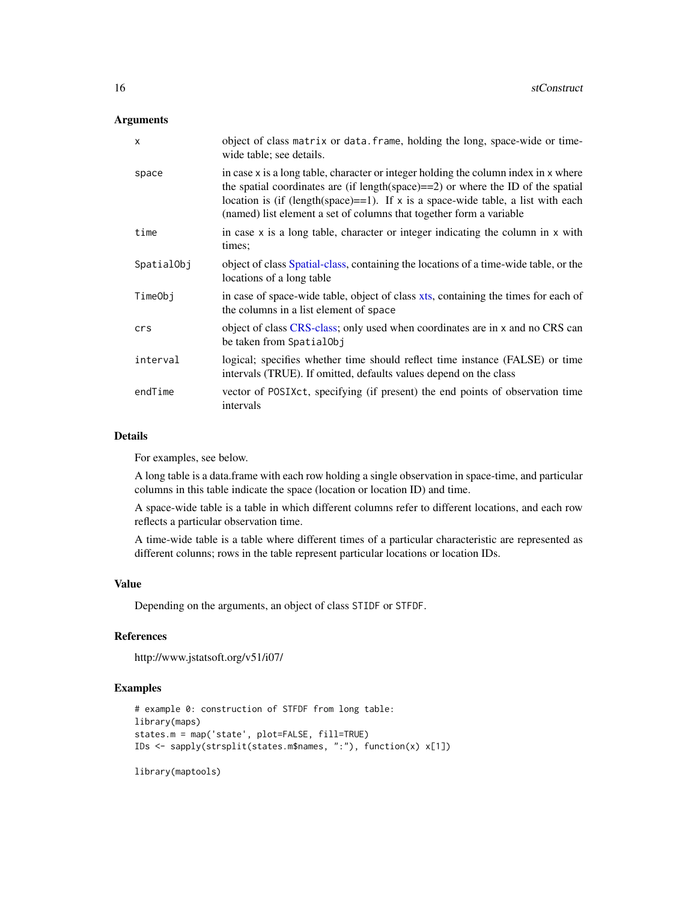## Arguments

| | |
|---|---|
| `x` | object of class `matrix` or `data.frame`, holding the long, space-wide or time-wide table; see details. |
| `space` | in case x is a long table, character or integer holding the column index in x where the spatial coordinates are (if length(space)==2) or where the ID of the spatial location is (if (length(space)==1). If x is a space-wide table, a list with each (named) list element a set of columns that together form a variable |
| `time` | in case x is a long table, character or integer indicating the column in x with times; |
| `SpatialObj` | object of class Spatial-class, containing the locations of a time-wide table, or the locations of a long table |
| `TimeObj` | in case of space-wide table, object of class xts, containing the times for each of the columns in a list element of `space` |
| `crs` | object of class CRS-class; only used when coordinates are in x and no CRS can be taken from `SpatialObj` |
| `interval` | logical; specifies whether time should reflect time instance (FALSE) or time intervals (TRUE). If omitted, defaults values depend on the class |
| `endTime` | vector of `POSIXct`, specifying (if present) the end points of observation time intervals |

## Details

For examples, see below.

A long table is a data.frame with each row holding a single observation in space-time, and particular columns in this table indicate the space (location or location ID) and time.

A space-wide table is a table in which different columns refer to different locations, and each row reflects a particular observation time.

A time-wide table is a table where different times of a particular characteristic are represented as different colunns; rows in the table represent particular locations or location IDs.

## Value

Depending on the arguments, an object of class `STIDF` or `STFDF`.

## References

http://www.jstatsoft.org/v51/i07/

## Examples

```
# example 0: construction of STFDF from long table:
library(maps)
states.m = map('state', plot=FALSE, fill=TRUE)
IDs <- sapply(strsplit(states.m$names, ":"), function(x) x[1])

library(maptools)
```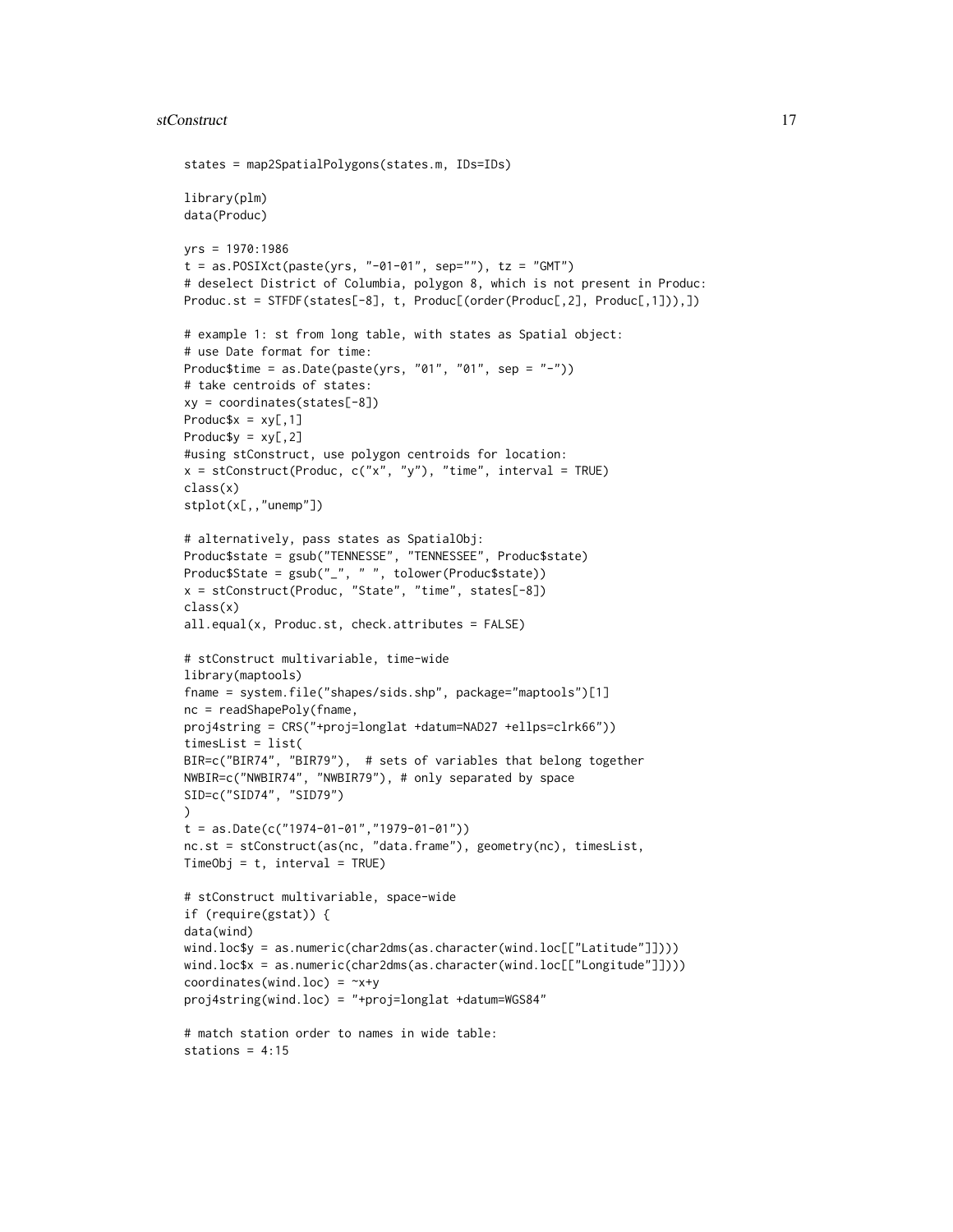```
states = map2SpatialPolygons(states.m, IDs=IDs)

library(plm)
data(Produc)

yrs = 1970:1986
t = as.POSIXct(paste(yrs, "-01-01", sep=""), tz = "GMT")
# deselect District of Columbia, polygon 8, which is not present in Produc:
Produc.st = STFDF(states[-8], t, Produc[(order(Produc[,2], Produc[,1])),])

# example 1: st from long table, with states as Spatial object:
# use Date format for time:
Produc$time = as.Date(paste(yrs, "01", "01", sep = "-"))
# take centroids of states:
xy = coordinates(states[-8])
Produc$x = xy[,1]
Produc$y = xy[,2]
#using stConstruct, use polygon centroids for location:
x = stConstruct(Produc, c("x", "y"), "time", interval = TRUE)
class(x)
stplot(x[,,"unemp"])

# alternatively, pass states as SpatialObj:
Produc$state = gsub("TENNESSE", "TENNESSEE", Produc$state)
Produc$State = gsub("_", " ", tolower(Produc$state))
x = stConstruct(Produc, "State", "time", states[-8])
class(x)
all.equal(x, Produc.st, check.attributes = FALSE)

# stConstruct multivariable, time-wide
library(maptools)
fname = system.file("shapes/sids.shp", package="maptools")[1]
nc = readShapePoly(fname,
proj4string = CRS("+proj=longlat +datum=NAD27 +ellps=clrk66"))
timesList = list(
BIR=c("BIR74", "BIR79"),  # sets of variables that belong together
NWBIR=c("NWBIR74", "NWBIR79"), # only separated by space
SID=c("SID74", "SID79")
)
t = as.Date(c("1974-01-01","1979-01-01"))
nc.st = stConstruct(as(nc, "data.frame"), geometry(nc), timesList,
TimeObj = t, interval = TRUE)

# stConstruct multivariable, space-wide
if (require(gstat)) {
data(wind)
wind.loc$y = as.numeric(char2dms(as.character(wind.loc[["Latitude"]])))
wind.loc$x = as.numeric(char2dms(as.character(wind.loc[["Longitude"]])))
coordinates(wind.loc) = ~x+y
proj4string(wind.loc) = "+proj=longlat +datum=WGS84"

# match station order to names in wide table:
stations = 4:15
```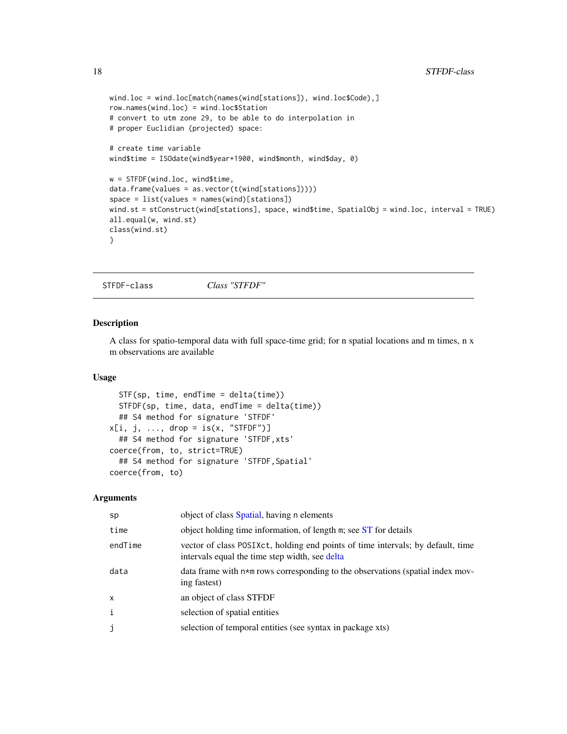```
wind.loc = wind.loc[match(names(wind[stations]), wind.loc$Code),]
row.names(wind.loc) = wind.loc$Station
# convert to utm zone 29, to be able to do interpolation in
# proper Euclidian (projected) space:

# create time variable
wind$time = ISOdate(wind$year+1900, wind$month, wind$day, 0)

w = STFDF(wind.loc, wind$time,
data.frame(values = as.vector(t(wind[stations]))))
space = list(values = names(wind)[stations])
wind.st = stConstruct(wind[stations], space, wind$time, SpatialObj = wind.loc, interval = TRUE)
all.equal(w, wind.st)
class(wind.st)
}
```

---

STFDF-class *Class "STFDF"*

---

## Description

A class for spatio-temporal data with full space-time grid; for n spatial locations and m times, n x m observations are available

## Usage

```
  STF(sp, time, endTime = delta(time))
  STFDF(sp, time, data, endTime = delta(time))
  ## S4 method for signature 'STFDF'
x[i, j, ..., drop = is(x, "STFDF")]
  ## S4 method for signature 'STFDF,xts'
coerce(from, to, strict=TRUE)
  ## S4 method for signature 'STFDF,Spatial'
coerce(from, to)
```

## Arguments

| | |
|---|---|
| sp | object of class Spatial, having n elements |
| time | object holding time information, of length m; see ST for details |
| endTime | vector of class POSIXct, holding end points of time intervals; by default, time intervals equal the time step width, see delta |
| data | data frame with n*m rows corresponding to the observations (spatial index moving fastest) |
| x | an object of class STFDF |
| i | selection of spatial entities |
| j | selection of temporal entities (see syntax in package xts) |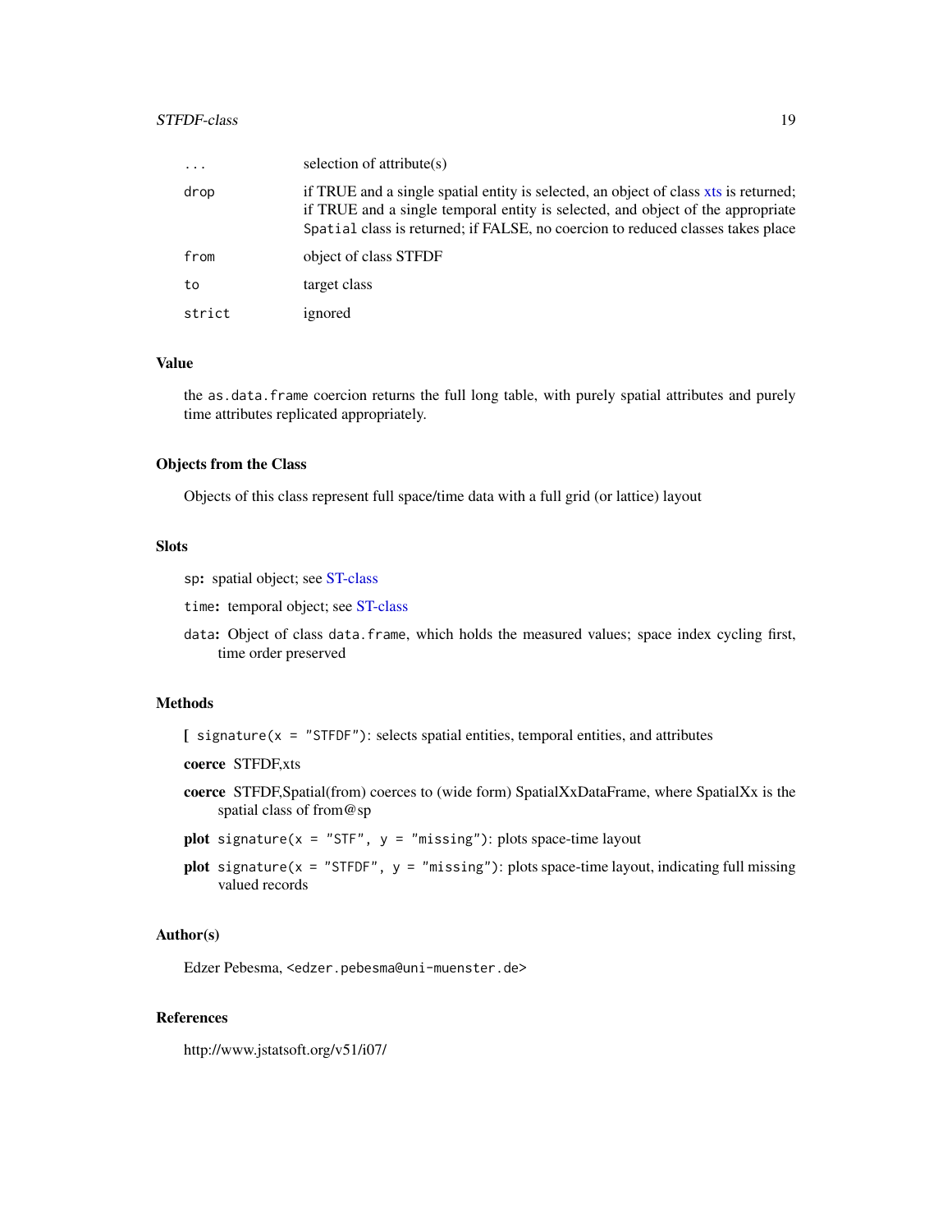| | |
|---|---|
| `...` | selection of attribute(s) |
| `drop` | if TRUE and a single spatial entity is selected, an object of class xts is returned; if TRUE and a single temporal entity is selected, and object of the appropriate `Spatial` class is returned; if FALSE, no coercion to reduced classes takes place |
| `from` | object of class STFDF |
| `to` | target class |
| `strict` | ignored |

### Value

the `as.data.frame` coercion returns the full long table, with purely spatial attributes and purely time attributes replicated appropriately.

### Objects from the Class

Objects of this class represent full space/time data with a full grid (or lattice) layout

### Slots

`sp`: spatial object; see ST-class

`time`: temporal object; see ST-class

`data`: Object of class `data.frame`, which holds the measured values; space index cycling first, time order preserved

### Methods

**[** `signature(x = "STFDF")`: selects spatial entities, temporal entities, and attributes

**coerce** STFDF,xts

**coerce** STFDF,Spatial(from) coerces to (wide form) SpatialXxDataFrame, where SpatialXx is the spatial class of from@sp

**plot** `signature(x = "STF", y = "missing")`: plots space-time layout

**plot** `signature(x = "STFDF", y = "missing")`: plots space-time layout, indicating full missing valued records

### Author(s)

Edzer Pebesma, `<edzer.pebesma@uni-muenster.de>`

### References

http://www.jstatsoft.org/v51/i07/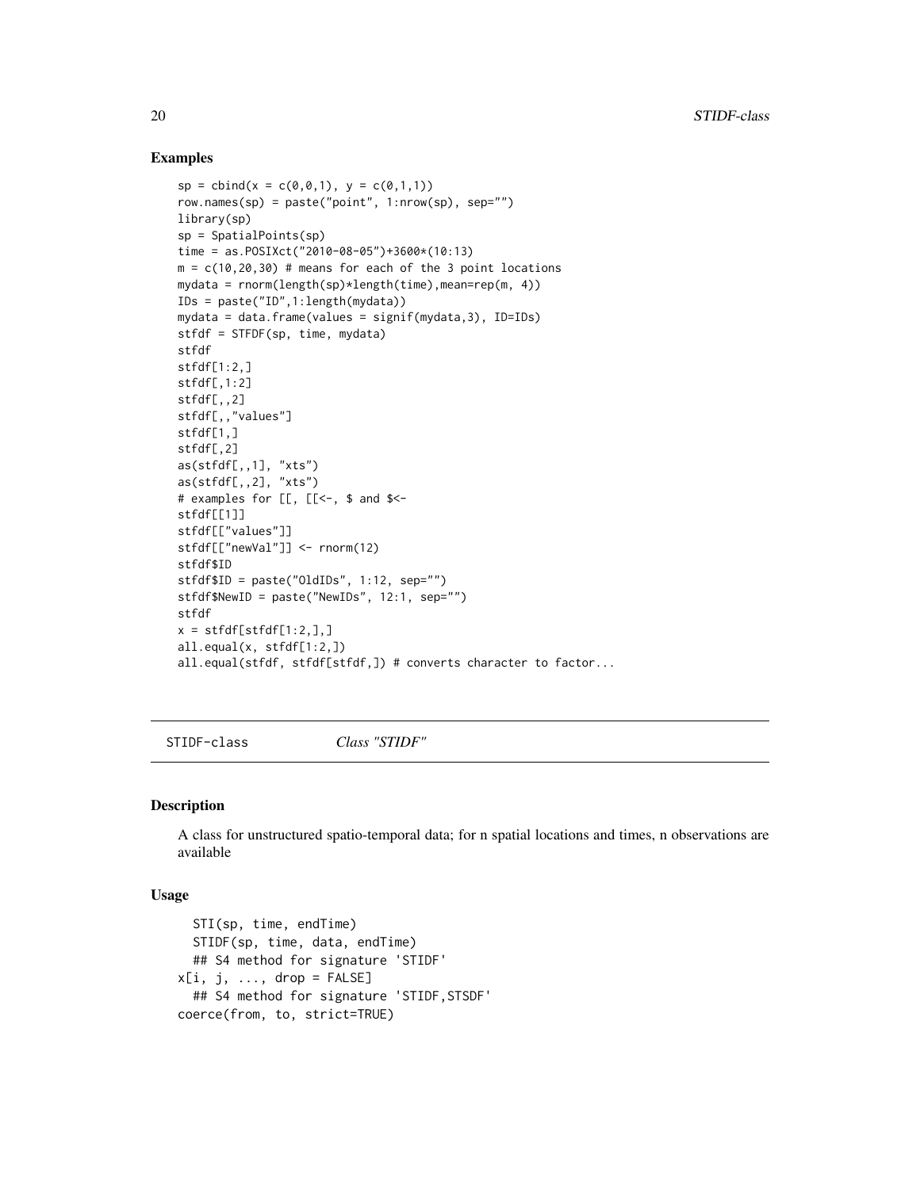### Examples

```
sp = cbind(x = c(0,0,1), y = c(0,1,1))
row.names(sp) = paste("point", 1:nrow(sp), sep="")
library(sp)
sp = SpatialPoints(sp)
time = as.POSIXct("2010-08-05")+3600*(10:13)
m = c(10,20,30) # means for each of the 3 point locations
mydata = rnorm(length(sp)*length(time),mean=rep(m, 4))
IDs = paste("ID",1:length(mydata))
mydata = data.frame(values = signif(mydata,3), ID=IDs)
stfdf = STFDF(sp, time, mydata)
stfdf
stfdf[1:2,]
stfdf[,1:2]
stfdf[,,2]
stfdf[,,"values"]
stfdf[1,]
stfdf[,2]
as(stfdf[,,1], "xts")
as(stfdf[,,2], "xts")
# examples for [[, [[<-, $ and $<-
stfdf[[1]]
stfdf[["values"]]
stfdf[["newVal"]] <- rnorm(12)
stfdf$ID
stfdf$ID = paste("OldIDs", 1:12, sep="")
stfdf$NewID = paste("NewIDs", 12:1, sep="")
stfdf
x = stfdf[stfdf[1:2,],]
all.equal(x, stfdf[1:2,])
all.equal(stfdf, stfdf[stfdf,]) # converts character to factor...
```

---

## STIDF-class *Class "STIDF"*

### Description

A class for unstructured spatio-temporal data; for n spatial locations and times, n observations are available

### Usage

```
  STI(sp, time, endTime)
  STIDF(sp, time, data, endTime)
  ## S4 method for signature 'STIDF'
x[i, j, ..., drop = FALSE]
  ## S4 method for signature 'STIDF,STSDF'
coerce(from, to, strict=TRUE)
```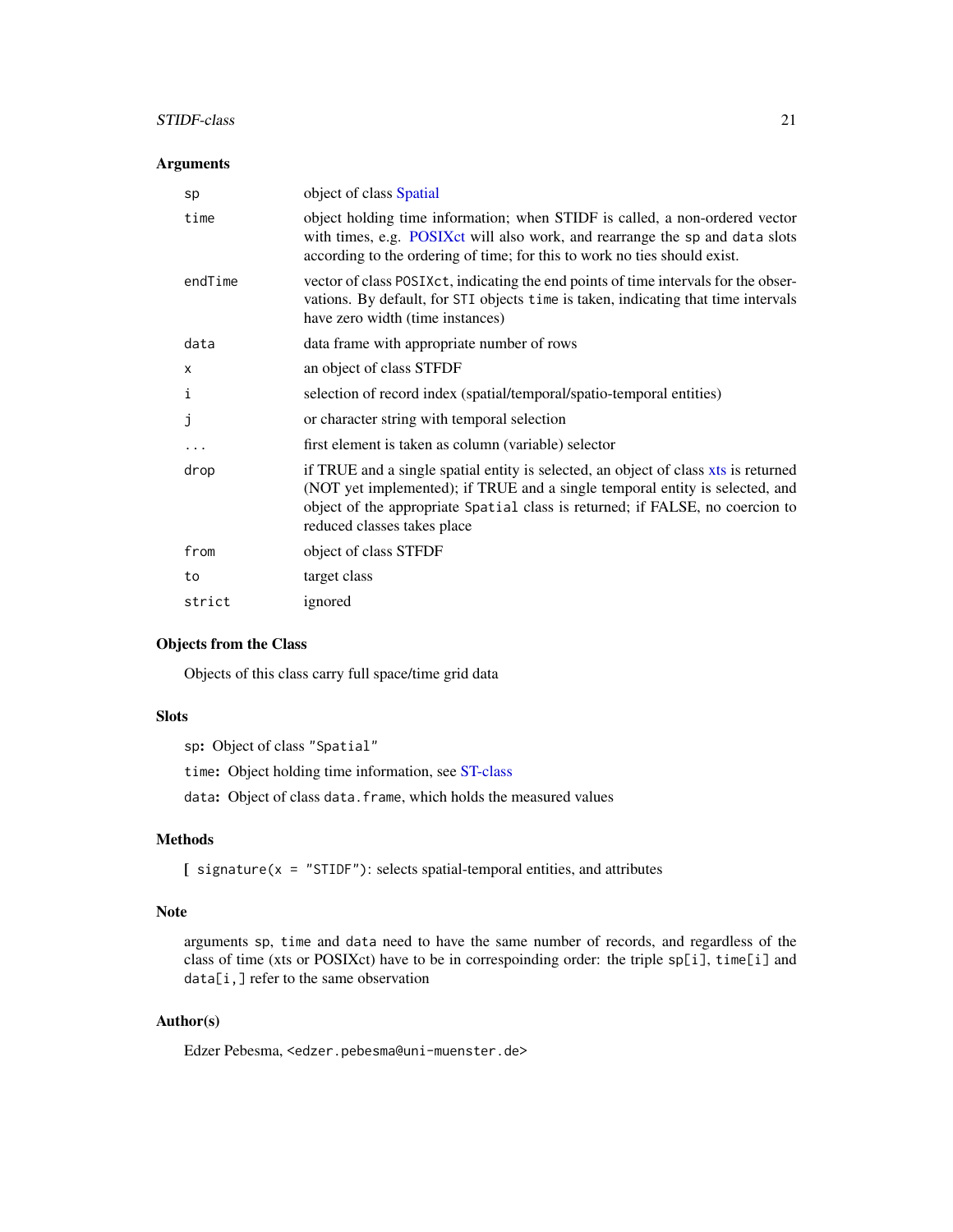### Arguments

| | |
|---|---|
| `sp` | object of class Spatial |
| `time` | object holding time information; when STIDF is called, a non-ordered vector with times, e.g. POSIXct will also work, and rearrange the `sp` and `data` slots according to the ordering of time; for this to work no ties should exist. |
| `endTime` | vector of class `POSIXct`, indicating the end points of time intervals for the observations. By default, for `STI` objects `time` is taken, indicating that time intervals have zero width (time instances) |
| `data` | data frame with appropriate number of rows |
| `x` | an object of class STFDF |
| `i` | selection of record index (spatial/temporal/spatio-temporal entities) |
| `j` | or character string with temporal selection |
| `...` | first element is taken as column (variable) selector |
| `drop` | if TRUE and a single spatial entity is selected, an object of class xts is returned (NOT yet implemented); if TRUE and a single temporal entity is selected, and object of the appropriate `Spatial` class is returned; if FALSE, no coercion to reduced classes takes place |
| `from` | object of class STFDF |
| `to` | target class |
| `strict` | ignored |

### Objects from the Class

Objects of this class carry full space/time grid data

### Slots

**`sp`:** Object of class `"Spatial"`

**`time`:** Object holding time information, see ST-class

**`data`:** Object of class `data.frame`, which holds the measured values

### Methods

**[** `signature(x = "STIDF")`: selects spatial-temporal entities, and attributes

### Note

arguments `sp`, `time` and `data` need to have the same number of records, and regardless of the class of time (xts or POSIXct) have to be in correspoinding order: the triple `sp[i]`, `time[i]` and `data[i,]` refer to the same observation

### Author(s)

Edzer Pebesma, `<edzer.pebesma@uni-muenster.de>`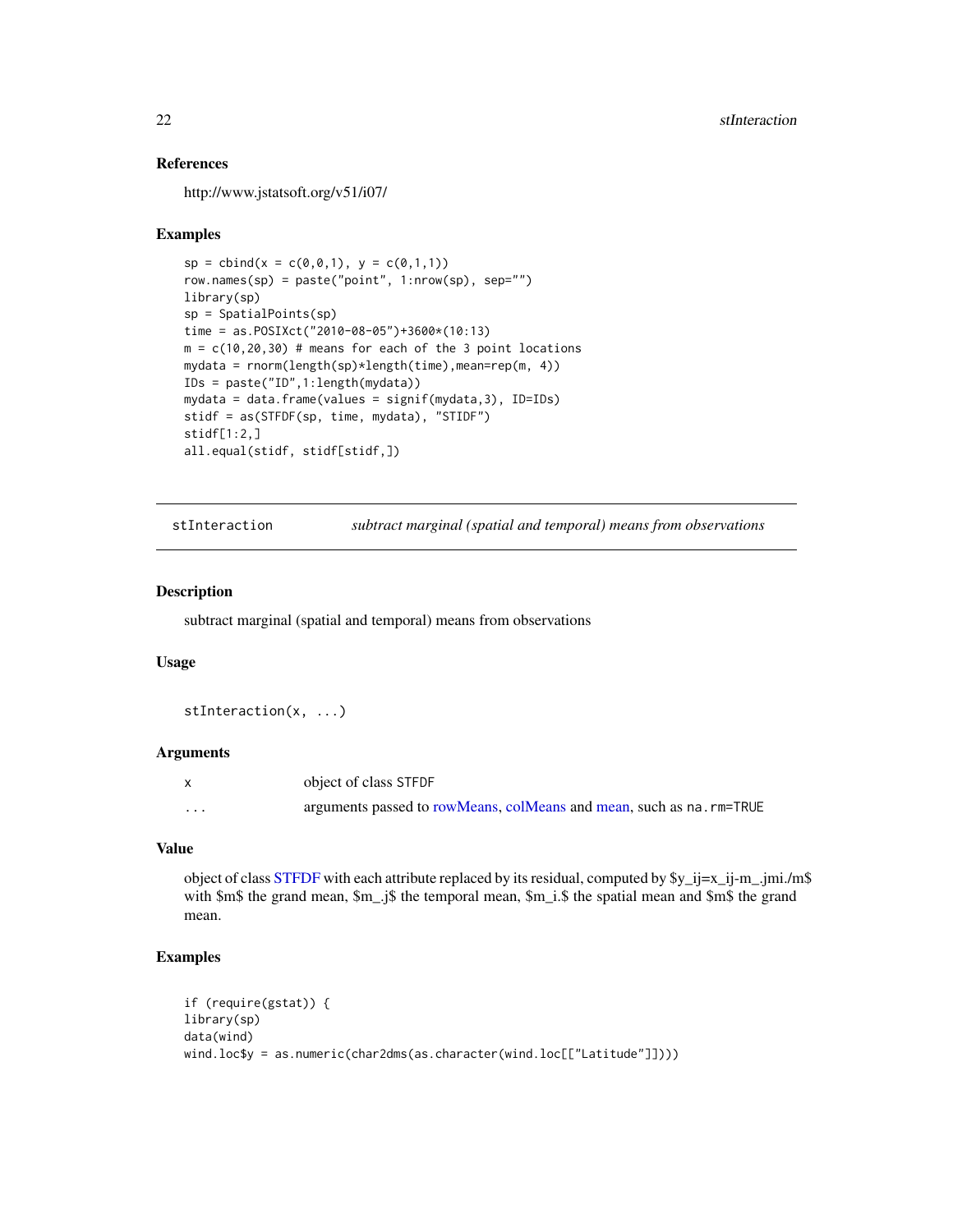### References

http://www.jstatsoft.org/v51/i07/

### Examples

```
sp = cbind(x = c(0,0,1), y = c(0,1,1))
row.names(sp) = paste("point", 1:nrow(sp), sep="")
library(sp)
sp = SpatialPoints(sp)
time = as.POSIXct("2010-08-05")+3600*(10:13)
m = c(10,20,30) # means for each of the 3 point locations
mydata = rnorm(length(sp)*length(time),mean=rep(m, 4))
IDs = paste("ID",1:length(mydata))
mydata = data.frame(values = signif(mydata,3), ID=IDs)
stidf = as(STFDF(sp, time, mydata), "STIDF")
stidf[1:2,]
all.equal(stidf, stidf[stidf,])
```

---

## stInteraction — *subtract marginal (spatial and temporal) means from observations*

### Description

subtract marginal (spatial and temporal) means from observations

### Usage

```
stInteraction(x, ...)
```

### Arguments

| | |
|---|---|
| `x` | object of class `STFDF` |
| `...` | arguments passed to rowMeans, colMeans and mean, such as `na.rm=TRUE` |

### Value

object of class STFDF with each attribute replaced by its residual, computed by $y_ij=x_ij-m_.jmi./m$ with $m$ the grand mean, $m_.j$ the temporal mean, $m_i.$ the spatial mean and $m$ the grand mean.

### Examples

```
if (require(gstat)) {
library(sp)
data(wind)
wind.loc$y = as.numeric(char2dms(as.character(wind.loc[["Latitude"]])))
```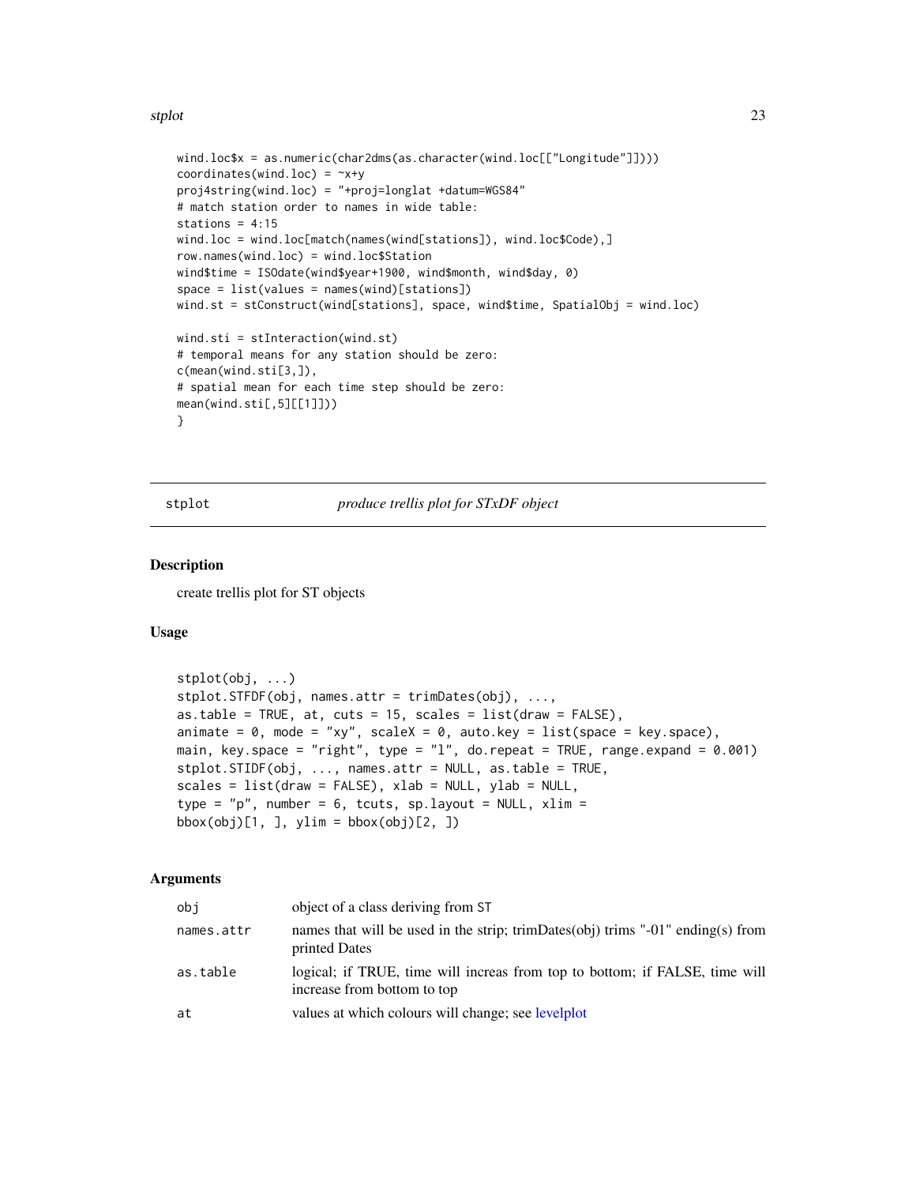```
wind.loc$x = as.numeric(char2dms(as.character(wind.loc[["Longitude"]])))
coordinates(wind.loc) = ~x+y
proj4string(wind.loc) = "+proj=longlat +datum=WGS84"
# match station order to names in wide table:
stations = 4:15
wind.loc = wind.loc[match(names(wind[stations]), wind.loc$Code),]
row.names(wind.loc) = wind.loc$Station
wind$time = ISOdate(wind$year+1900, wind$month, wind$day, 0)
space = list(values = names(wind)[stations])
wind.st = stConstruct(wind[stations], space, wind$time, SpatialObj = wind.loc)

wind.sti = stInteraction(wind.st)
# temporal means for any station should be zero:
c(mean(wind.sti[3,]),
# spatial mean for each time step should be zero:
mean(wind.sti[,5][[1]]))
}
```

---

## stplot — *produce trellis plot for STxDF object*

### Description

create trellis plot for ST objects

### Usage

```
stplot(obj, ...)
stplot.STFDF(obj, names.attr = trimDates(obj), ...,
as.table = TRUE, at, cuts = 15, scales = list(draw = FALSE),
animate = 0, mode = "xy", scaleX = 0, auto.key = list(space = key.space),
main, key.space = "right", type = "l", do.repeat = TRUE, range.expand = 0.001)
stplot.STIDF(obj, ..., names.attr = NULL, as.table = TRUE,
scales = list(draw = FALSE), xlab = NULL, ylab = NULL,
type = "p", number = 6, tcuts, sp.layout = NULL, xlim =
bbox(obj)[1, ], ylim = bbox(obj)[2, ])
```

### Arguments

| | |
|---|---|
| obj | object of a class deriving from ST |
| names.attr | names that will be used in the strip; trimDates(obj) trims "-01" ending(s) from printed Dates |
| as.table | logical; if TRUE, time will increas from top to bottom; if FALSE, time will increase from bottom to top |
| at | values at which colours will change; see levelplot |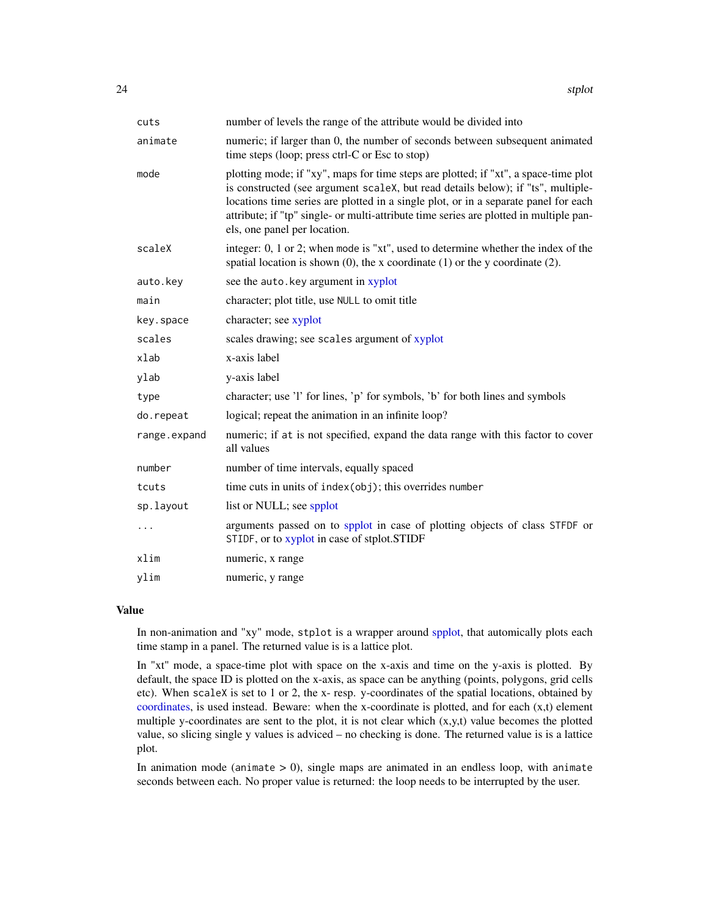| | |
|---|---|
| `cuts` | number of levels the range of the attribute would be divided into |
| `animate` | numeric; if larger than 0, the number of seconds between subsequent animated time steps (loop; press ctrl-C or Esc to stop) |
| `mode` | plotting mode; if "xy", maps for time steps are plotted; if "xt", a space-time plot is constructed (see argument `scaleX`, but read details below); if "ts", multiple-locations time series are plotted in a single plot, or in a separate panel for each attribute; if "tp" single- or multi-attribute time series are plotted in multiple panels, one panel per location. |
| `scaleX` | integer: 0, 1 or 2; when `mode` is "xt", used to determine whether the index of the spatial location is shown (0), the x coordinate (1) or the y coordinate (2). |
| `auto.key` | see the `auto.key` argument in xyplot |
| `main` | character; plot title, use `NULL` to omit title |
| `key.space` | character; see xyplot |
| `scales` | scales drawing; see `scales` argument of xyplot |
| `xlab` | x-axis label |
| `ylab` | y-axis label |
| `type` | character; use 'l' for lines, 'p' for symbols, 'b' for both lines and symbols |
| `do.repeat` | logical; repeat the animation in an infinite loop? |
| `range.expand` | numeric; if `at` is not specified, expand the data range with this factor to cover all values |
| `number` | number of time intervals, equally spaced |
| `tcuts` | time cuts in units of `index(obj)`; this overrides `number` |
| `sp.layout` | list or NULL; see spplot |
| `...` | arguments passed on to spplot in case of plotting objects of class `STFDF` or `STIDF`, or to xyplot in case of stplot.STIDF |
| `xlim` | numeric, x range |
| `ylim` | numeric, y range |

## Value

In non-animation and "xy" mode, `stplot` is a wrapper around spplot, that automically plots each time stamp in a panel. The returned value is is a lattice plot.

In "xt" mode, a space-time plot with space on the x-axis and time on the y-axis is plotted. By default, the space ID is plotted on the x-axis, as space can be anything (points, polygons, grid cells etc). When `scaleX` is set to 1 or 2, the x- resp. y-coordinates of the spatial locations, obtained by coordinates, is used instead. Beware: when the x-coordinate is plotted, and for each (x,t) element multiple y-coordinates are sent to the plot, it is not clear which (x,y,t) value becomes the plotted value, so slicing single y values is adviced – no checking is done. The returned value is is a lattice plot.

In animation mode (`animate` > 0), single maps are animated in an endless loop, with `animate` seconds between each. No proper value is returned: the loop needs to be interrupted by the user.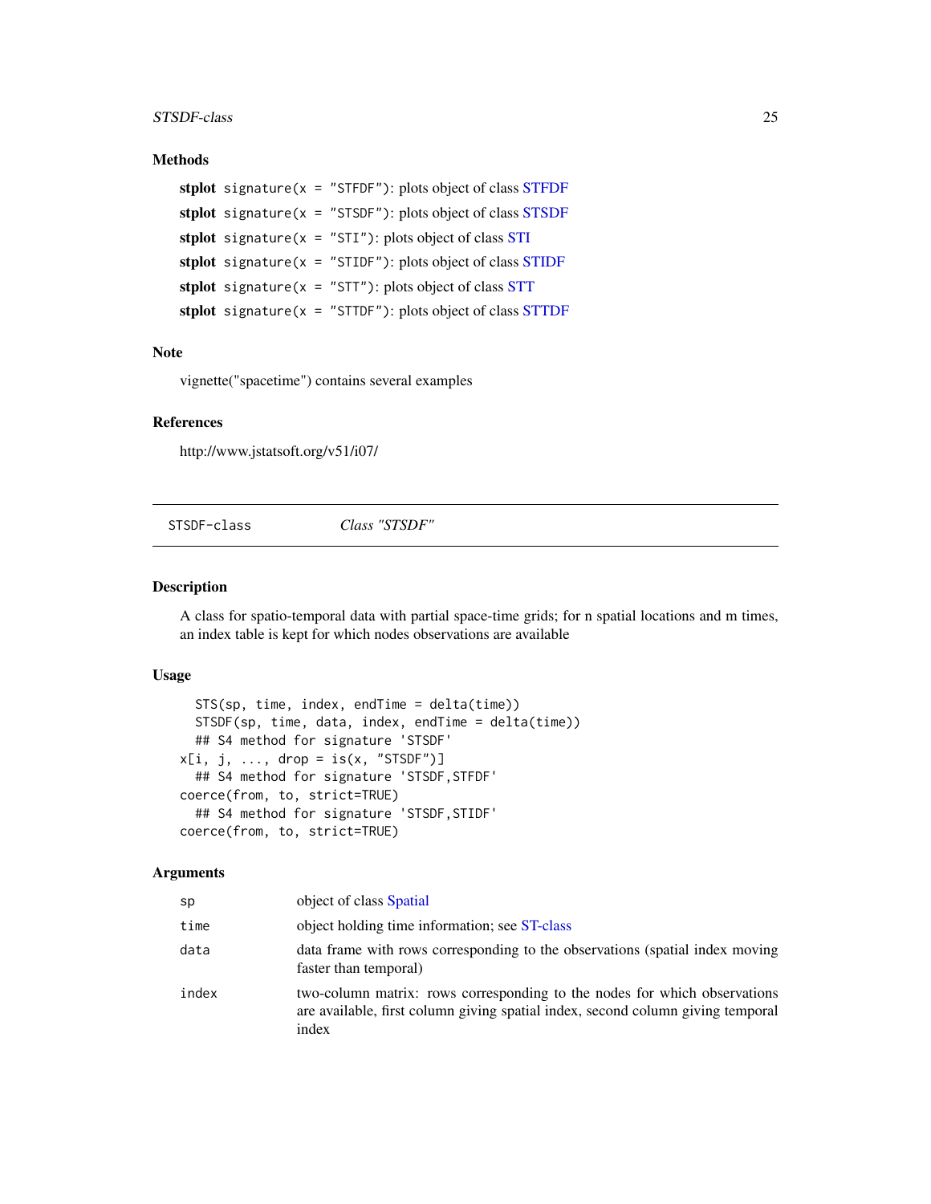### Methods

**stplot** `signature(x = "STFDF")`: plots object of class STFDF

**stplot** `signature(x = "STSDF")`: plots object of class STSDF

**stplot** `signature(x = "STI")`: plots object of class STI

**stplot** `signature(x = "STIDF")`: plots object of class STIDF

**stplot** `signature(x = "STT")`: plots object of class STT

**stplot** `signature(x = "STTDF")`: plots object of class STTDF

### Note

vignette("spacetime") contains several examples

### References

http://www.jstatsoft.org/v51/i07/

---

## STSDF-class — *Class "STSDF"*

### Description

A class for spatio-temporal data with partial space-time grids; for n spatial locations and m times, an index table is kept for which nodes observations are available

### Usage

```
  STS(sp, time, index, endTime = delta(time))
  STSDF(sp, time, data, index, endTime = delta(time))
  ## S4 method for signature 'STSDF'
x[i, j, ..., drop = is(x, "STSDF")]
  ## S4 method for signature 'STSDF,STFDF'
coerce(from, to, strict=TRUE)
  ## S4 method for signature 'STSDF,STIDF'
coerce(from, to, strict=TRUE)
```

### Arguments

| | |
|---|---|
| `sp` | object of class Spatial |
| `time` | object holding time information; see ST-class |
| `data` | data frame with rows corresponding to the observations (spatial index moving faster than temporal) |
| `index` | two-column matrix: rows corresponding to the nodes for which observations are available, first column giving spatial index, second column giving temporal index |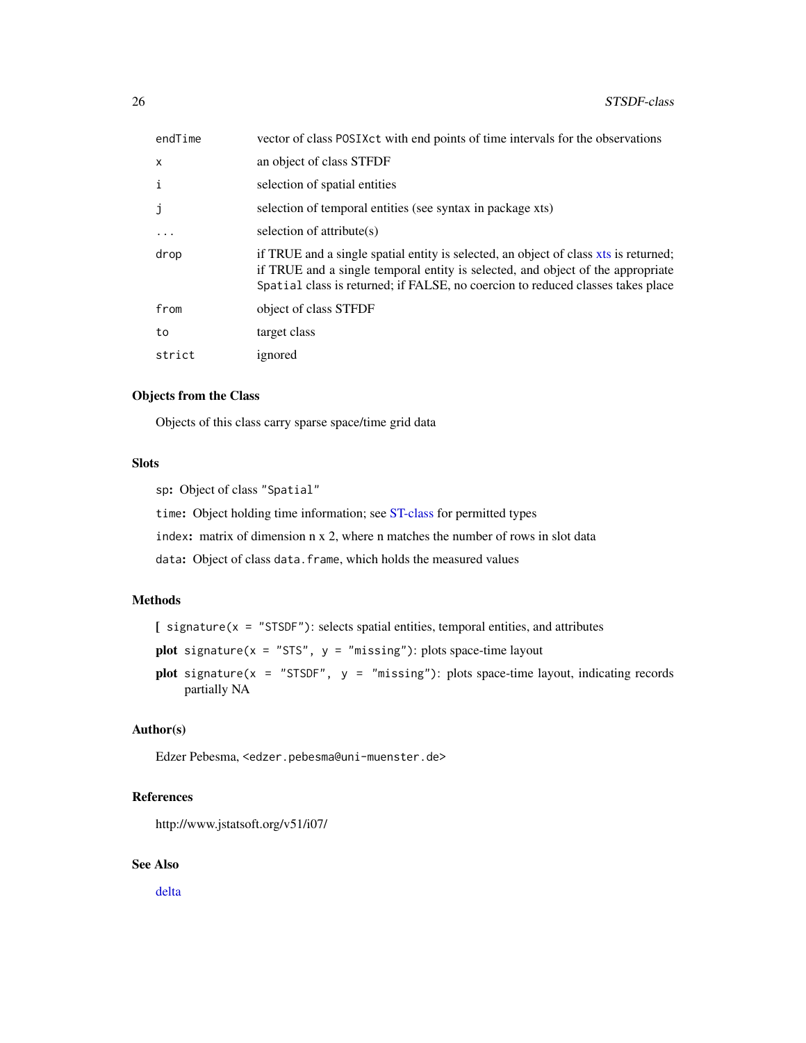| | |
|---|---|
| `endTime` | vector of class `POSIXct` with end points of time intervals for the observations |
| `x` | an object of class STFDF |
| `i` | selection of spatial entities |
| `j` | selection of temporal entities (see syntax in package xts) |
| `...` | selection of attribute(s) |
| `drop` | if TRUE and a single spatial entity is selected, an object of class xts is returned; if TRUE and a single temporal entity is selected, and object of the appropriate `Spatial` class is returned; if FALSE, no coercion to reduced classes takes place |
| `from` | object of class STFDF |
| `to` | target class |
| `strict` | ignored |

## Objects from the Class

Objects of this class carry sparse space/time grid data

## Slots

`sp`: Object of class `"Spatial"`

`time`: Object holding time information; see ST-class for permitted types

`index`: matrix of dimension n x 2, where n matches the number of rows in slot data

`data`: Object of class `data.frame`, which holds the measured values

## Methods

**[** `signature(x = "STSDF")`: selects spatial entities, temporal entities, and attributes

**plot** `signature(x = "STS", y = "missing")`: plots space-time layout

**plot** `signature(x = "STSDF", y = "missing")`: plots space-time layout, indicating records partially NA

## Author(s)

Edzer Pebesma, `<edzer.pebesma@uni-muenster.de>`

## References

http://www.jstatsoft.org/v51/i07/

## See Also

delta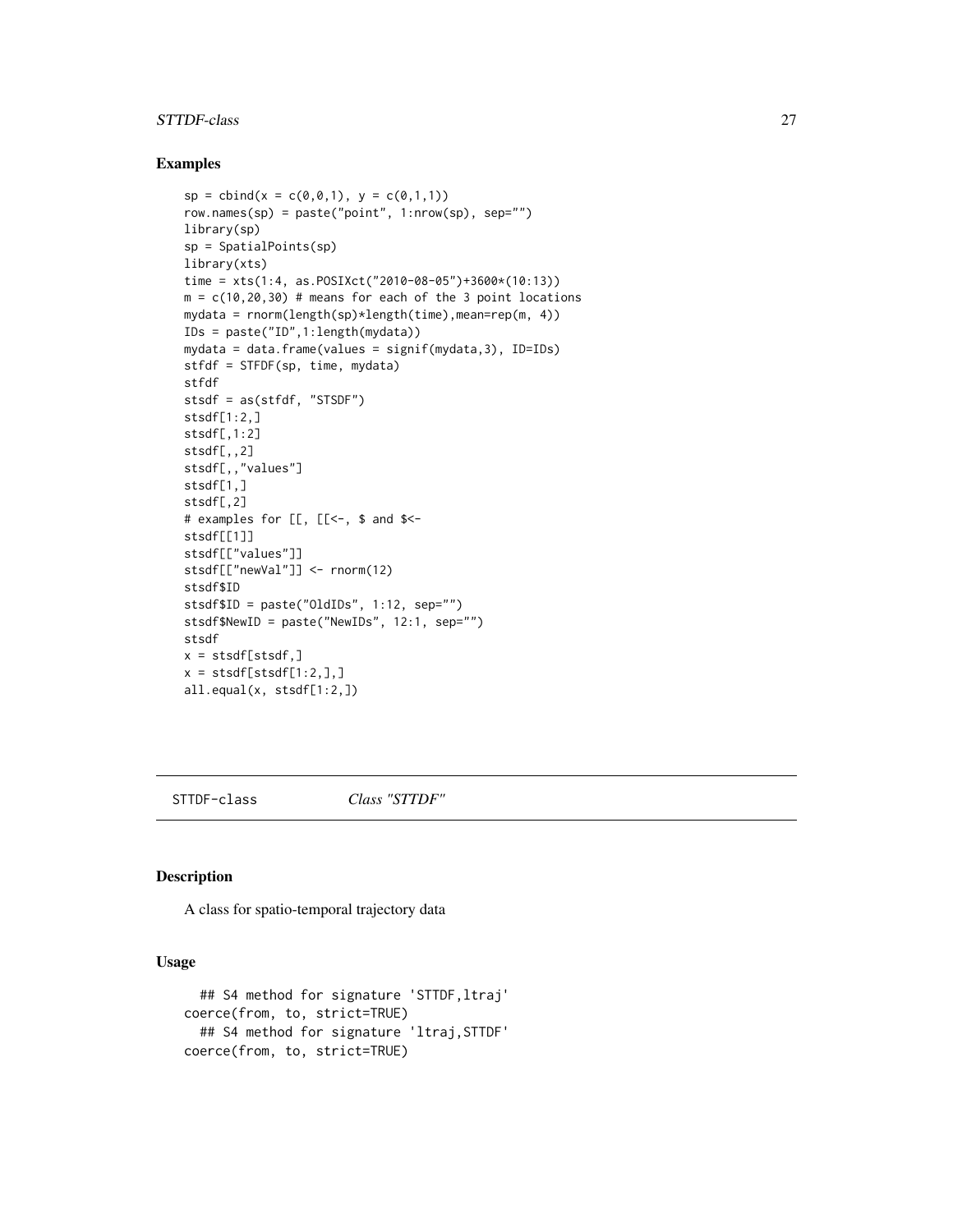## Examples

```
sp = cbind(x = c(0,0,1), y = c(0,1,1))
row.names(sp) = paste("point", 1:nrow(sp), sep="")
library(sp)
sp = SpatialPoints(sp)
library(xts)
time = xts(1:4, as.POSIXct("2010-08-05")+3600*(10:13))
m = c(10,20,30) # means for each of the 3 point locations
mydata = rnorm(length(sp)*length(time),mean=rep(m, 4))
IDs = paste("ID",1:length(mydata))
mydata = data.frame(values = signif(mydata,3), ID=IDs)
stfdf = STFDF(sp, time, mydata)
stfdf
stsdf = as(stfdf, "STSDF")
stsdf[1:2,]
stsdf[,1:2]
stsdf[,,2]
stsdf[,,"values"]
stsdf[1,]
stsdf[,2]
# examples for [[, [[<-, $ and $<-
stsdf[[1]]
stsdf[["values"]]
stsdf[["newVal"]] <- rnorm(12)
stsdf$ID
stsdf$ID = paste("OldIDs", 1:12, sep="")
stsdf$NewID = paste("NewIDs", 12:1, sep="")
stsdf
x = stsdf[stsdf,]
x = stsdf[stsdf[1:2,],]
all.equal(x, stsdf[1:2,])
```

---

# STTDF-class *Class "STTDF"*

## Description

A class for spatio-temporal trajectory data

## Usage

```
  ## S4 method for signature 'STTDF,ltraj'
coerce(from, to, strict=TRUE)
  ## S4 method for signature 'ltraj,STTDF'
coerce(from, to, strict=TRUE)
```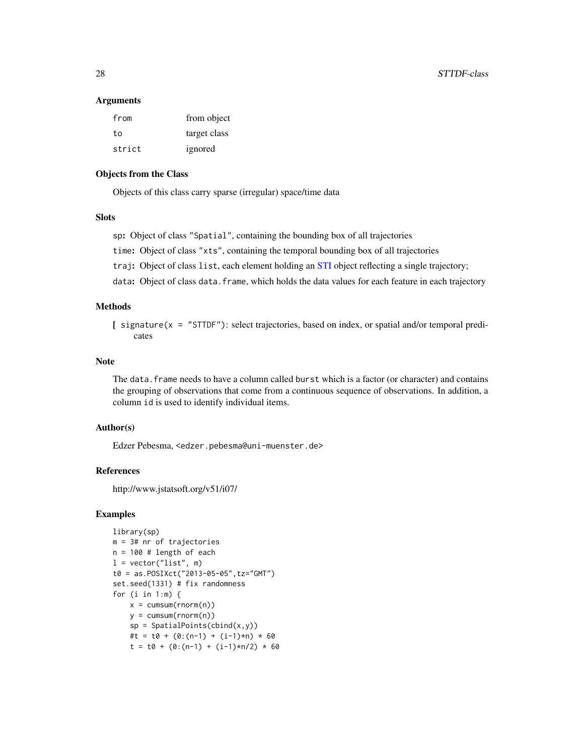### Arguments

| | |
|---|---|
| `from` | from object |
| `to` | target class |
| `strict` | ignored |

### Objects from the Class

Objects of this class carry sparse (irregular) space/time data

### Slots

`sp`: Object of class `"Spatial"`, containing the bounding box of all trajectories

`time`: Object of class `"xts"`, containing the temporal bounding box of all trajectories

`traj`: Object of class `list`, each element holding an STI object reflecting a single trajectory;

`data`: Object of class `data.frame`, which holds the data values for each feature in each trajectory

### Methods

[ `signature(x = "STTDF")`: select trajectories, based on index, or spatial and/or temporal predicates

### Note

The `data.frame` needs to have a column called `burst` which is a factor (or character) and contains the grouping of observations that come from a continuous sequence of observations. In addition, a column `id` is used to identify individual items.

### Author(s)

Edzer Pebesma, <edzer.pebesma@uni-muenster.de>

### References

http://www.jstatsoft.org/v51/i07/

### Examples

```
library(sp)
m = 3# nr of trajectories
n = 100 # length of each
l = vector("list", m)
t0 = as.POSIXct("2013-05-05",tz="GMT")
set.seed(1331) # fix randomness
for (i in 1:m) {
    x = cumsum(rnorm(n))
    y = cumsum(rnorm(n))
    sp = SpatialPoints(cbind(x,y))
    #t = t0 + (0:(n-1) + (i-1)*n) * 60
    t = t0 + (0:(n-1) + (i-1)*n/2) * 60
```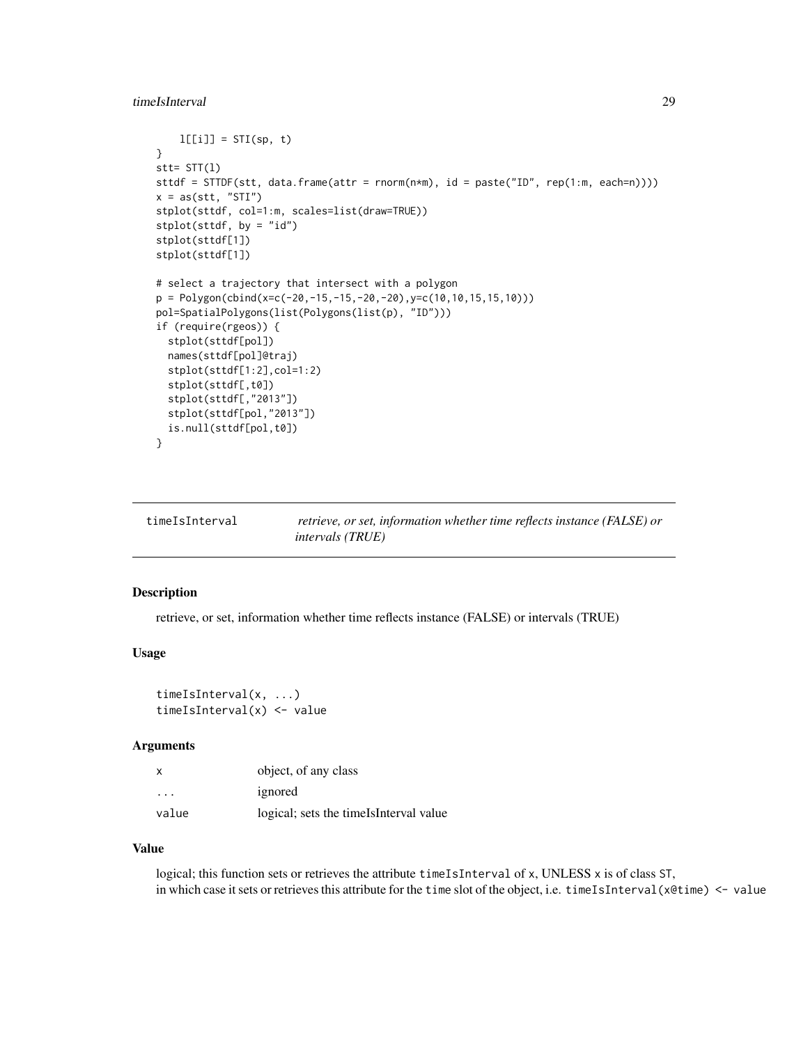```
    l[[i]] = STI(sp, t)
}
stt= STT(l)
sttdf = STTDF(stt, data.frame(attr = rnorm(n*m), id = paste("ID", rep(1:m, each=n))))
x = as(stt, "STI")
stplot(sttdf, col=1:m, scales=list(draw=TRUE))
stplot(sttdf, by = "id")
stplot(sttdf[1])
stplot(sttdf[1])

# select a trajectory that intersect with a polygon
p = Polygon(cbind(x=c(-20,-15,-15,-20,-20),y=c(10,10,15,15,10)))
pol=SpatialPolygons(list(Polygons(list(p), "ID")))
if (require(rgeos)) {
  stplot(sttdf[pol])
  names(sttdf[pol]@traj)
  stplot(sttdf[1:2],col=1:2)
  stplot(sttdf[,t0])
  stplot(sttdf[,"2013"])
  stplot(sttdf[pol,"2013"])
  is.null(sttdf[pol,t0])
}
```

## timeIsInterval — *retrieve, or set, information whether time reflects instance (FALSE) or intervals (TRUE)*

### Description

retrieve, or set, information whether time reflects instance (FALSE) or intervals (TRUE)

### Usage

```
timeIsInterval(x, ...)
timeIsInterval(x) <- value
```

### Arguments

| | |
|---|---|
| x | object, of any class |
| ... | ignored |
| value | logical; sets the timeIsInterval value |

### Value

logical; this function sets or retrieves the attribute `timeIsInterval` of `x`, UNLESS `x` is of class `ST`, in which case it sets or retrieves this attribute for the `time` slot of the object, i.e. `timeIsInterval(x@time) <- value`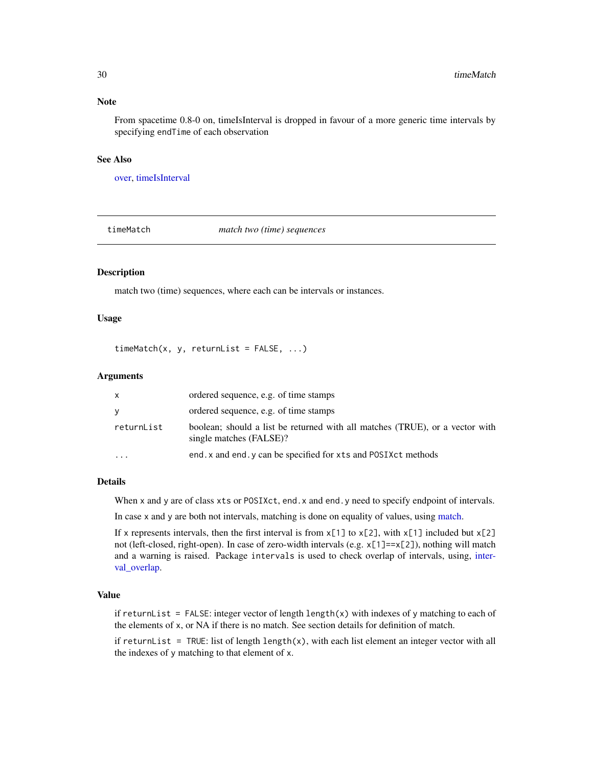## Note

From spacetime 0.8-0 on, timeIsInterval is dropped in favour of a more generic time intervals by specifying `endTime` of each observation

## See Also

over, timeIsInterval

---

# timeMatch *match two (time) sequences*

## Description

match two (time) sequences, where each can be intervals or instances.

## Usage

```
timeMatch(x, y, returnList = FALSE, ...)
```

## Arguments

| | |
|---|---|
| `x` | ordered sequence, e.g. of time stamps |
| `y` | ordered sequence, e.g. of time stamps |
| `returnList` | boolean; should a list be returned with all matches (TRUE), or a vector with single matches (FALSE)? |
| `...` | `end.x` and `end.y` can be specified for `xts` and `POSIXct` methods |

## Details

When `x` and `y` are of class `xts` or `POSIXct`, `end.x` and `end.y` need to specify endpoint of intervals.

In case `x` and `y` are both not intervals, matching is done on equality of values, using match.

If `x` represents intervals, then the first interval is from `x[1]` to `x[2]`, with `x[1]` included but `x[2]` not (left-closed, right-open). In case of zero-width intervals (e.g. `x[1]==x[2]`), nothing will match and a warning is raised. Package `intervals` is used to check overlap of intervals, using, interval_overlap.

## Value

if `returnList = FALSE`: integer vector of length `length(x)` with indexes of `y` matching to each of the elements of `x`, or NA if there is no match. See section details for definition of match.

if `returnList = TRUE`: list of length `length(x)`, with each list element an integer vector with all the indexes of `y` matching to that element of `x`.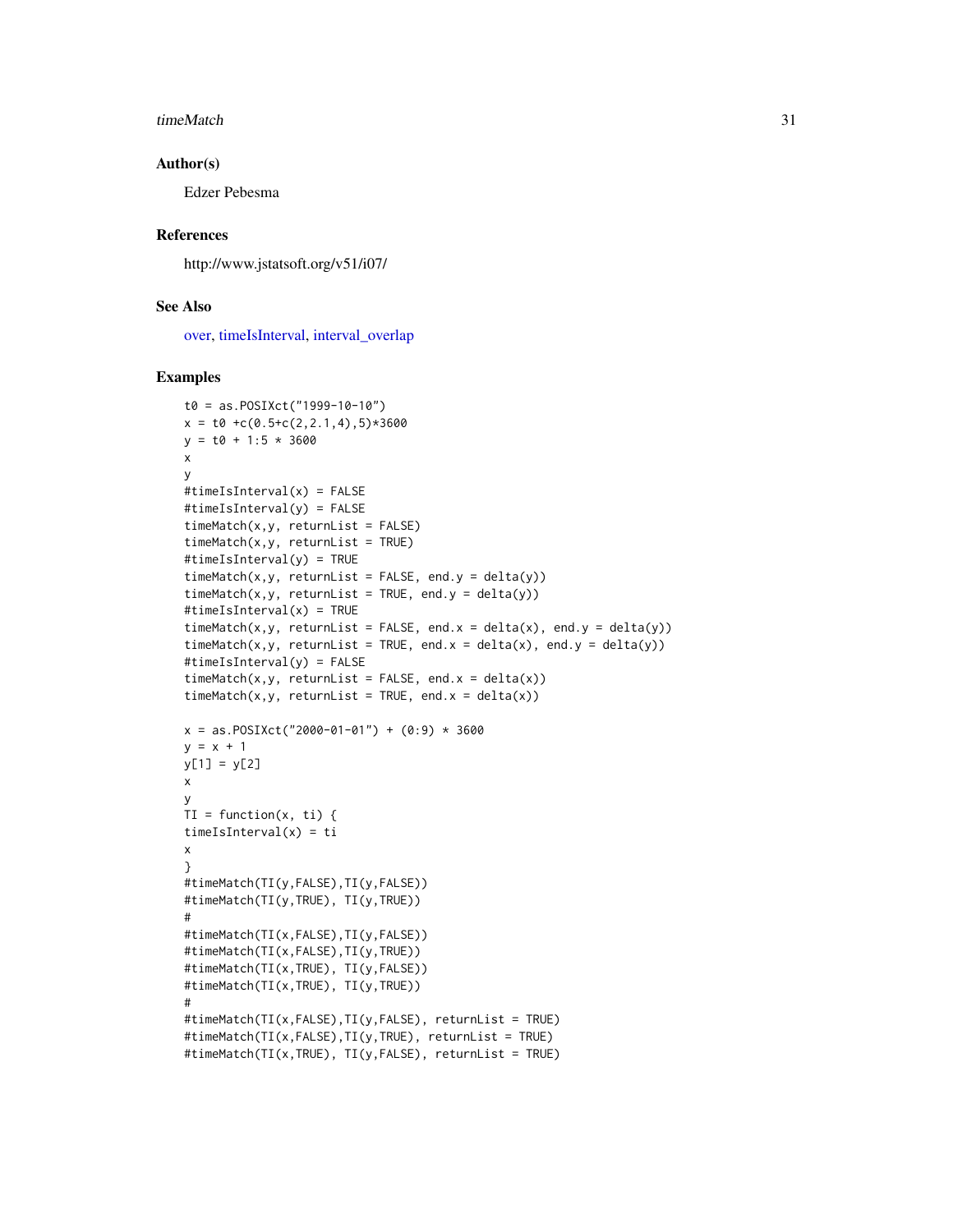## Author(s)

Edzer Pebesma

## References

http://www.jstatsoft.org/v51/i07/

## See Also

over, timeIsInterval, interval_overlap

## Examples

```
t0 = as.POSIXct("1999-10-10")
x = t0 +c(0.5+c(2,2.1,4),5)*3600
y = t0 + 1:5 * 3600
x
y
#timeIsInterval(x) = FALSE
#timeIsInterval(y) = FALSE
timeMatch(x,y, returnList = FALSE)
timeMatch(x,y, returnList = TRUE)
#timeIsInterval(y) = TRUE
timeMatch(x,y, returnList = FALSE, end.y = delta(y))
timeMatch(x,y, returnList = TRUE, end.y = delta(y))
#timeIsInterval(x) = TRUE
timeMatch(x,y, returnList = FALSE, end.x = delta(x), end.y = delta(y))
timeMatch(x,y, returnList = TRUE, end.x = delta(x), end.y = delta(y))
#timeIsInterval(y) = FALSE
timeMatch(x,y, returnList = FALSE, end.x = delta(x))
timeMatch(x,y, returnList = TRUE, end.x = delta(x))

x = as.POSIXct("2000-01-01") + (0:9) * 3600
y = x + 1
y[1] = y[2]
x
y
TI = function(x, ti) {
timeIsInterval(x) = ti
x
}
#timeMatch(TI(y,FALSE),TI(y,FALSE))
#timeMatch(TI(y,TRUE), TI(y,TRUE))
#
#timeMatch(TI(x,FALSE),TI(y,FALSE))
#timeMatch(TI(x,FALSE),TI(y,TRUE))
#timeMatch(TI(x,TRUE), TI(y,FALSE))
#timeMatch(TI(x,TRUE), TI(y,TRUE))
#
#timeMatch(TI(x,FALSE),TI(y,FALSE), returnList = TRUE)
#timeMatch(TI(x,FALSE),TI(y,TRUE), returnList = TRUE)
#timeMatch(TI(x,TRUE), TI(y,FALSE), returnList = TRUE)
```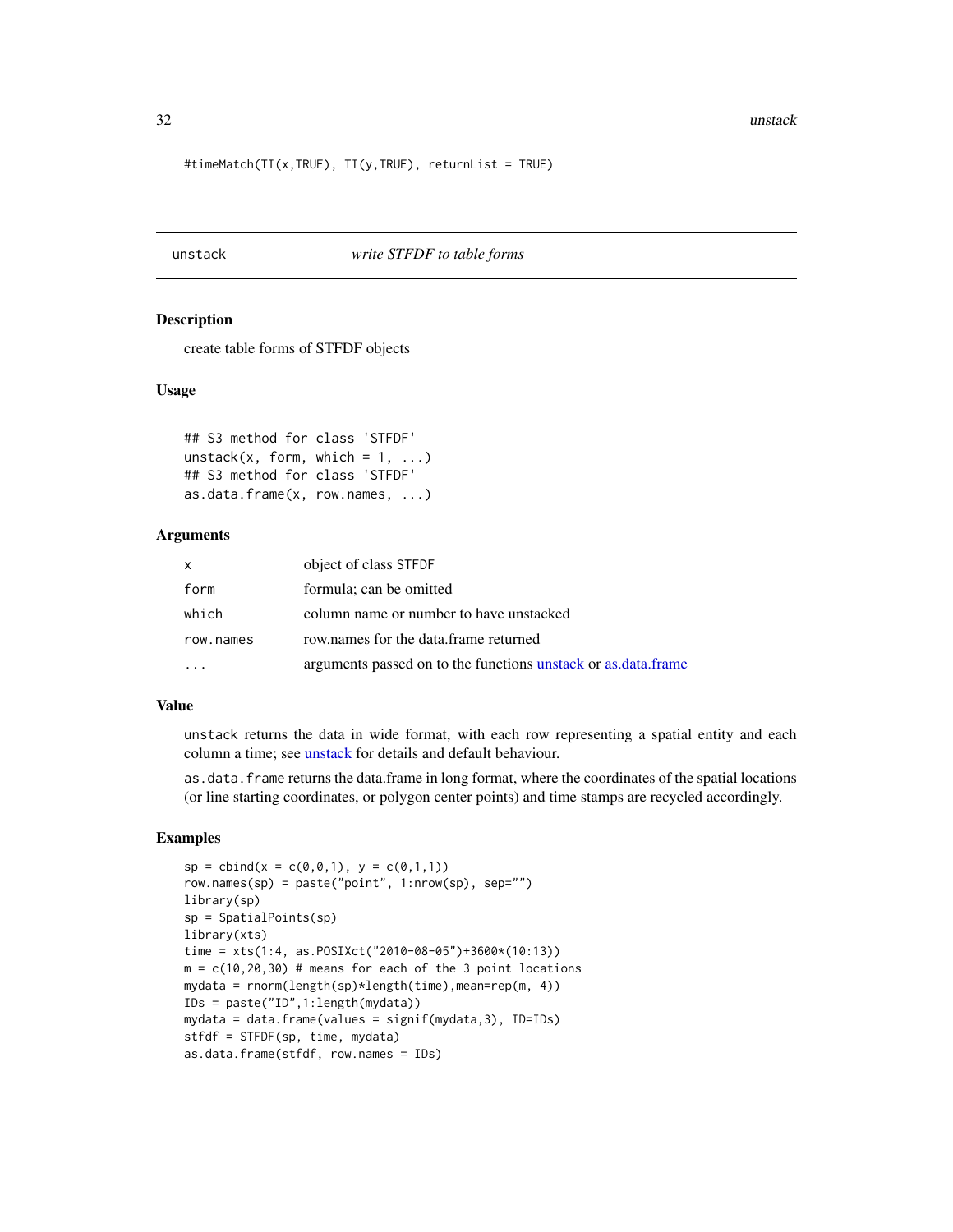```
#timeMatch(TI(x,TRUE), TI(y,TRUE), returnList = TRUE)
```

---

## unstack *write STFDF to table forms*

---

### Description

create table forms of STFDF objects

### Usage

```
## S3 method for class 'STFDF'
unstack(x, form, which = 1, ...)
## S3 method for class 'STFDF'
as.data.frame(x, row.names, ...)
```

### Arguments

| | |
|---|---|
| x | object of class STFDF |
| form | formula; can be omitted |
| which | column name or number to have unstacked |
| row.names | row.names for the data.frame returned |
| ... | arguments passed on to the functions unstack or as.data.frame |

### Value

unstack returns the data in wide format, with each row representing a spatial entity and each column a time; see unstack for details and default behaviour.

as.data.frame returns the data.frame in long format, where the coordinates of the spatial locations (or line starting coordinates, or polygon center points) and time stamps are recycled accordingly.

### Examples

```
sp = cbind(x = c(0,0,1), y = c(0,1,1))
row.names(sp) = paste("point", 1:nrow(sp), sep="")
library(sp)
sp = SpatialPoints(sp)
library(xts)
time = xts(1:4, as.POSIXct("2010-08-05")+3600*(10:13))
m = c(10,20,30) # means for each of the 3 point locations
mydata = rnorm(length(sp)*length(time),mean=rep(m, 4))
IDs = paste("ID",1:length(mydata))
mydata = data.frame(values = signif(mydata,3), ID=IDs)
stfdf = STFDF(sp, time, mydata)
as.data.frame(stfdf, row.names = IDs)
```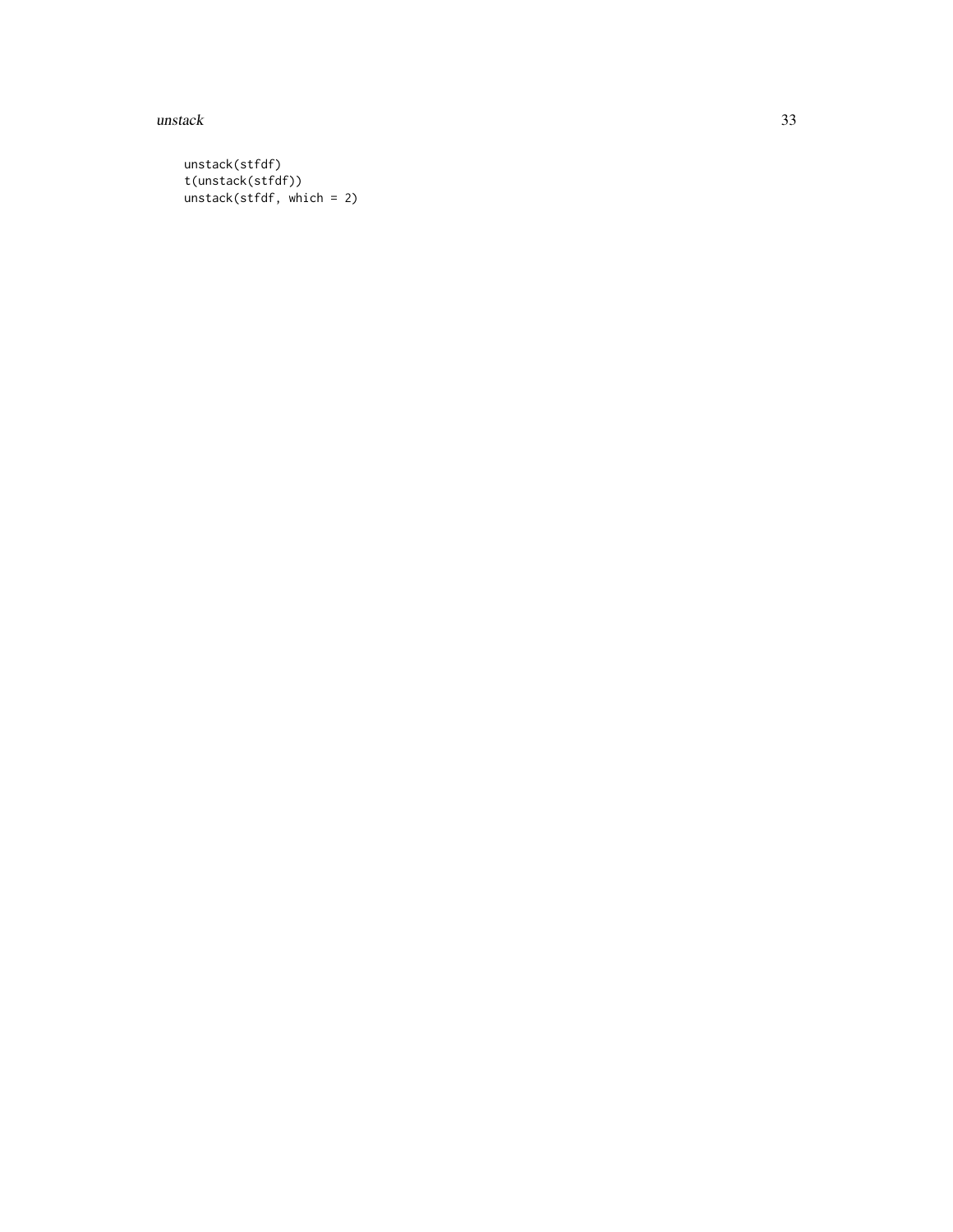```
unstack(stfdf)
t(unstack(stfdf))
unstack(stfdf, which = 2)
```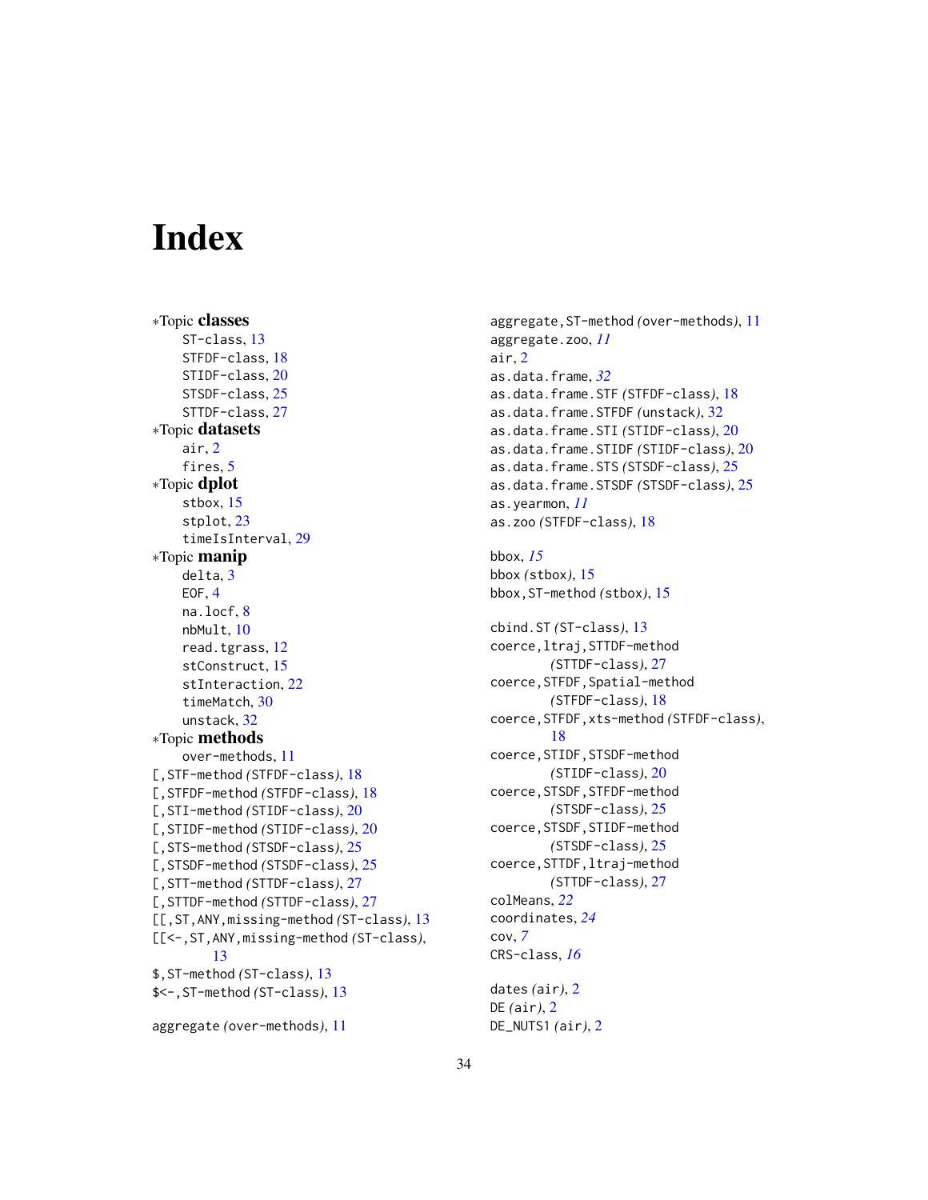# Index

∗Topic **classes**
- ST-class, 13
- STFDF-class, 18
- STIDF-class, 20
- STSDF-class, 25
- STTDF-class, 27

∗Topic **datasets**
- air, 2
- fires, 5

∗Topic **dplot**
- stbox, 15
- stplot, 23
- timeIsInterval, 29

∗Topic **manip**
- delta, 3
- EOF, 4
- na.locf, 8
- nbMult, 10
- read.tgrass, 12
- stConstruct, 15
- stInteraction, 22
- timeMatch, 30
- unstack, 32

∗Topic **methods**
- over-methods, 11

[,STF-method *(STFDF-class)*, 18
[,STFDF-method *(STFDF-class)*, 18
[,STI-method *(STIDF-class)*, 20
[,STIDF-method *(STIDF-class)*, 20
[,STS-method *(STSDF-class)*, 25
[,STSDF-method *(STSDF-class)*, 25
[,STT-method *(STTDF-class)*, 27
[,STTDF-method *(STTDF-class)*, 27
[[,ST,ANY,missing-method *(ST-class)*, 13
[[<-,ST,ANY,missing-method *(ST-class)*, 13
$,ST-method *(ST-class)*, 13
$<-,ST-method *(ST-class)*, 13

aggregate *(over-methods)*, 11
aggregate,ST-method *(over-methods)*, 11
aggregate.zoo, *11*
air, 2
as.data.frame, *32*
as.data.frame.STF *(STFDF-class)*, 18
as.data.frame.STFDF *(unstack)*, 32
as.data.frame.STI *(STIDF-class)*, 20
as.data.frame.STIDF *(STIDF-class)*, 20
as.data.frame.STS *(STSDF-class)*, 25
as.data.frame.STSDF *(STSDF-class)*, 25
as.yearmon, *11*
as.zoo *(STFDF-class)*, 18

bbox, *15*
bbox *(stbox)*, 15
bbox,ST-method *(stbox)*, 15

cbind.ST *(ST-class)*, 13
coerce,ltraj,STTDF-method *(STTDF-class)*, 27
coerce,STFDF,Spatial-method *(STFDF-class)*, 18
coerce,STFDF,xts-method *(STFDF-class)*, 18
coerce,STIDF,STSDF-method *(STIDF-class)*, 20
coerce,STSDF,STFDF-method *(STSDF-class)*, 25
coerce,STSDF,STIDF-method *(STSDF-class)*, 25
coerce,STTDF,ltraj-method *(STTDF-class)*, 27
colMeans, *22*
coordinates, *24*
cov, *7*
CRS-class, *16*

dates *(air)*, 2
DE *(air)*, 2
DE_NUTS1 *(air)*, 2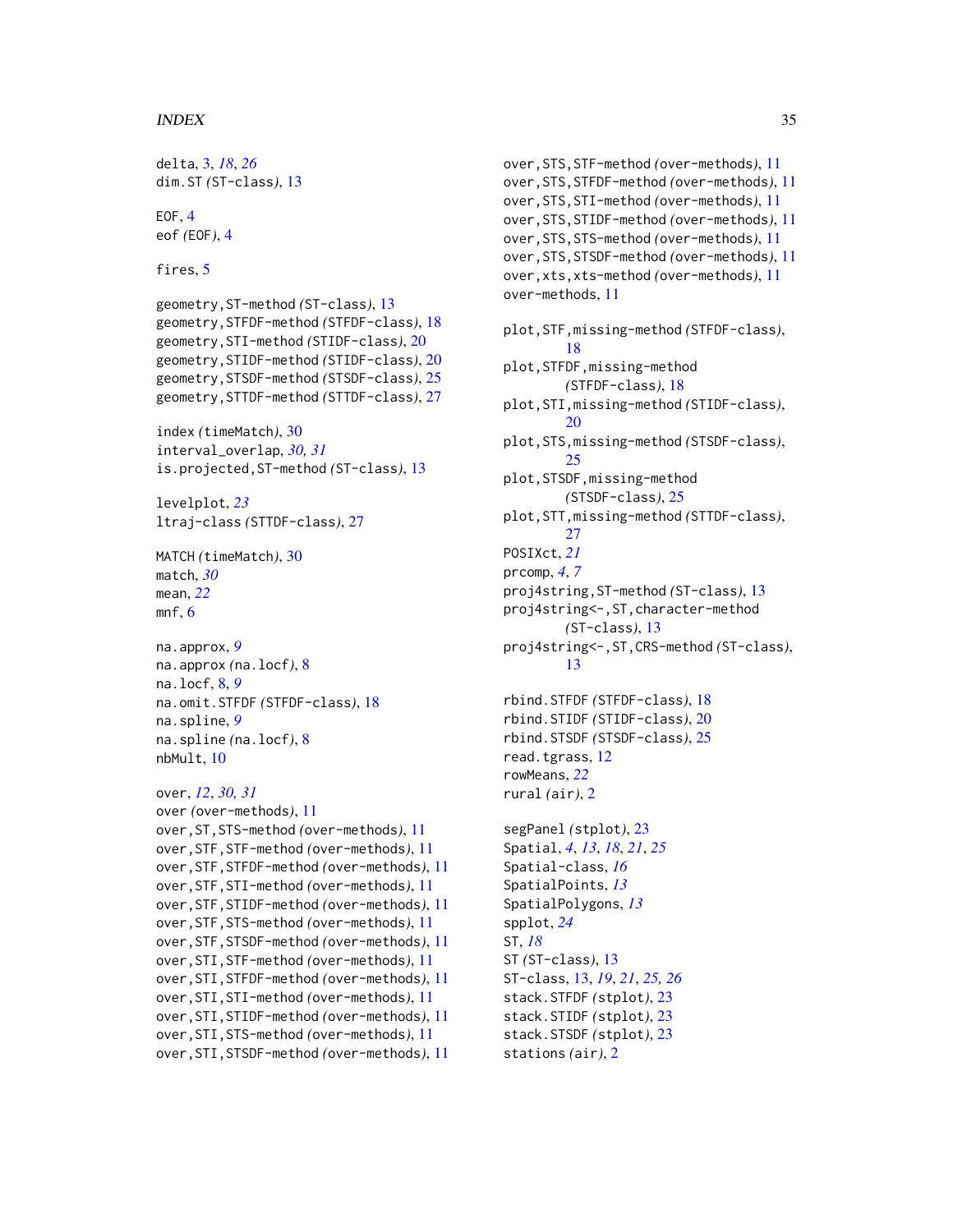delta, 3, *18*, *26*
dim.ST *(ST-class)*, 13

EOF, 4
eof *(EOF)*, 4

fires, 5

geometry,ST-method *(ST-class)*, 13
geometry,STFDF-method *(STFDF-class)*, 18
geometry,STI-method *(STIDF-class)*, 20
geometry,STIDF-method *(STIDF-class)*, 20
geometry,STSDF-method *(STSDF-class)*, 25
geometry,STTDF-method *(STTDF-class)*, 27

index *(timeMatch)*, 30
interval_overlap, *30, 31*
is.projected,ST-method *(ST-class)*, 13

levelplot, *23*
ltraj-class *(STTDF-class)*, 27

MATCH *(timeMatch)*, 30
match, *30*
mean, *22*
mnf, 6

na.approx, *9*
na.approx *(na.locf)*, 8
na.locf, 8, *9*
na.omit.STFDF *(STFDF-class)*, 18
na.spline, *9*
na.spline *(na.locf)*, 8
nbMult, 10

over, *12*, *30, 31*
over *(over-methods)*, 11
over,ST,STS-method *(over-methods)*, 11
over,STF,STF-method *(over-methods)*, 11
over,STF,STFDF-method *(over-methods)*, 11
over,STF,STI-method *(over-methods)*, 11
over,STF,STIDF-method *(over-methods)*, 11
over,STF,STS-method *(over-methods)*, 11
over,STF,STSDF-method *(over-methods)*, 11
over,STI,STF-method *(over-methods)*, 11
over,STI,STFDF-method *(over-methods)*, 11
over,STI,STI-method *(over-methods)*, 11
over,STI,STIDF-method *(over-methods)*, 11
over,STI,STS-method *(over-methods)*, 11
over,STI,STSDF-method *(over-methods)*, 11
over,STS,STF-method *(over-methods)*, 11
over,STS,STFDF-method *(over-methods)*, 11
over,STS,STI-method *(over-methods)*, 11
over,STS,STIDF-method *(over-methods)*, 11
over,STS,STS-method *(over-methods)*, 11
over,STS,STSDF-method *(over-methods)*, 11
over,xts,xts-method *(over-methods)*, 11
over-methods, 11

plot,STF,missing-method *(STFDF-class)*, 18
plot,STFDF,missing-method *(STFDF-class)*, 18
plot,STI,missing-method *(STIDF-class)*, 20
plot,STS,missing-method *(STSDF-class)*, 25
plot,STSDF,missing-method *(STSDF-class)*, 25
plot,STT,missing-method *(STTDF-class)*, 27
POSIXct, *21*
prcomp, *4*, *7*
proj4string,ST-method *(ST-class)*, 13
proj4string<-,ST,character-method *(ST-class)*, 13
proj4string<-,ST,CRS-method *(ST-class)*, 13

rbind.STFDF *(STFDF-class)*, 18
rbind.STIDF *(STIDF-class)*, 20
rbind.STSDF *(STSDF-class)*, 25
read.tgrass, 12
rowMeans, *22*
rural *(air)*, 2

segPanel *(stplot)*, 23
Spatial, *4*, *13*, *18*, *21*, *25*
Spatial-class, *16*
SpatialPoints, *13*
SpatialPolygons, *13*
spplot, *24*
ST, *18*
ST *(ST-class)*, 13
ST-class, 13, *19*, *21*, *25, 26*
stack.STFDF *(stplot)*, 23
stack.STIDF *(stplot)*, 23
stack.STSDF *(stplot)*, 23
stations *(air)*, 2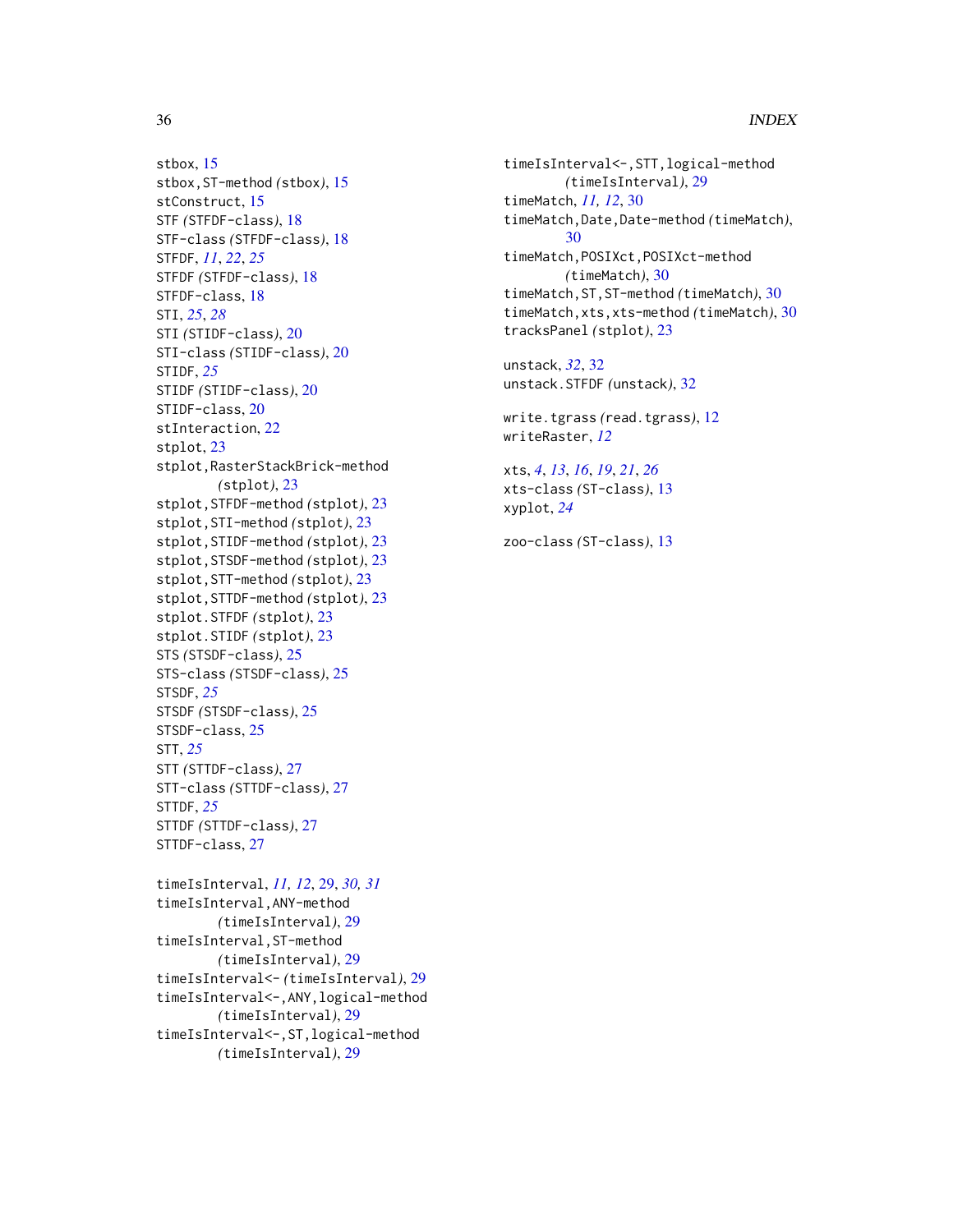stbox, 15
stbox,ST-method *(stbox)*, 15
stConstruct, 15
STF *(STFDF-class)*, 18
STF-class *(STFDF-class)*, 18
STFDF, *11*, *22*, *25*
STFDF *(STFDF-class)*, 18
STFDF-class, 18
STI, *25*, *28*
STI *(STIDF-class)*, 20
STI-class *(STIDF-class)*, 20
STIDF, *25*
STIDF *(STIDF-class)*, 20
STIDF-class, 20
stInteraction, 22
stplot, 23
stplot,RasterStackBrick-method *(stplot)*, 23
stplot,STFDF-method *(stplot)*, 23
stplot,STI-method *(stplot)*, 23
stplot,STIDF-method *(stplot)*, 23
stplot,STSDF-method *(stplot)*, 23
stplot,STT-method *(stplot)*, 23
stplot,STTDF-method *(stplot)*, 23
stplot.STFDF *(stplot)*, 23
stplot.STIDF *(stplot)*, 23
STS *(STSDF-class)*, 25
STS-class *(STSDF-class)*, 25
STSDF, *25*
STSDF *(STSDF-class)*, 25
STSDF-class, 25
STT, *25*
STT *(STTDF-class)*, 27
STT-class *(STTDF-class)*, 27
STTDF, *25*
STTDF *(STTDF-class)*, 27
STTDF-class, 27

timeIsInterval, *11, 12*, 29, *30, 31*
timeIsInterval,ANY-method *(timeIsInterval)*, 29
timeIsInterval,ST-method *(timeIsInterval)*, 29
timeIsInterval<- *(timeIsInterval)*, 29
timeIsInterval<-,ANY,logical-method *(timeIsInterval)*, 29
timeIsInterval<-,ST,logical-method *(timeIsInterval)*, 29
timeIsInterval<-,STT,logical-method *(timeIsInterval)*, 29
timeMatch, *11, 12*, 30
timeMatch,Date,Date-method *(timeMatch)*, 30
timeMatch,POSIXct,POSIXct-method *(timeMatch)*, 30
timeMatch,ST,ST-method *(timeMatch)*, 30
timeMatch,xts,xts-method *(timeMatch)*, 30
tracksPanel *(stplot)*, 23

unstack, *32*, 32
unstack.STFDF *(unstack)*, 32

write.tgrass *(read.tgrass)*, 12
writeRaster, *12*

xts, *4*, *13*, *16*, *19*, *21*, *26*
xts-class *(ST-class)*, 13
xyplot, *24*

zoo-class *(ST-class)*, 13